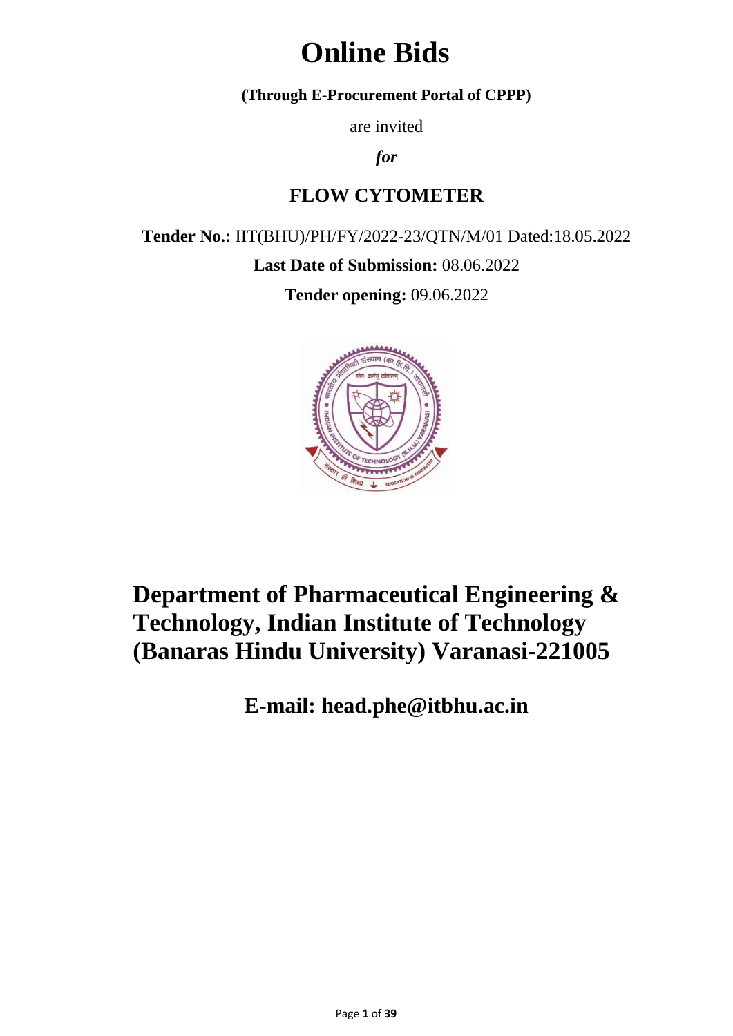# Online Bids

**(Through E-Procurement Portal of CPPP)**

are invited

***for***

## FLOW CYTOMETER

**Tender No.:** IIT(BHU)/PH/FY/2022-23/QTN/M/01 Dated:18.05.2022

**Last Date of Submission:** 08.06.2022

**Tender opening:** 09.06.2022

# Department of Pharmaceutical Engineering & Technology, Indian Institute of Technology (Banaras Hindu University) Varanasi-221005

## E-mail: head.phe@itbhu.ac.in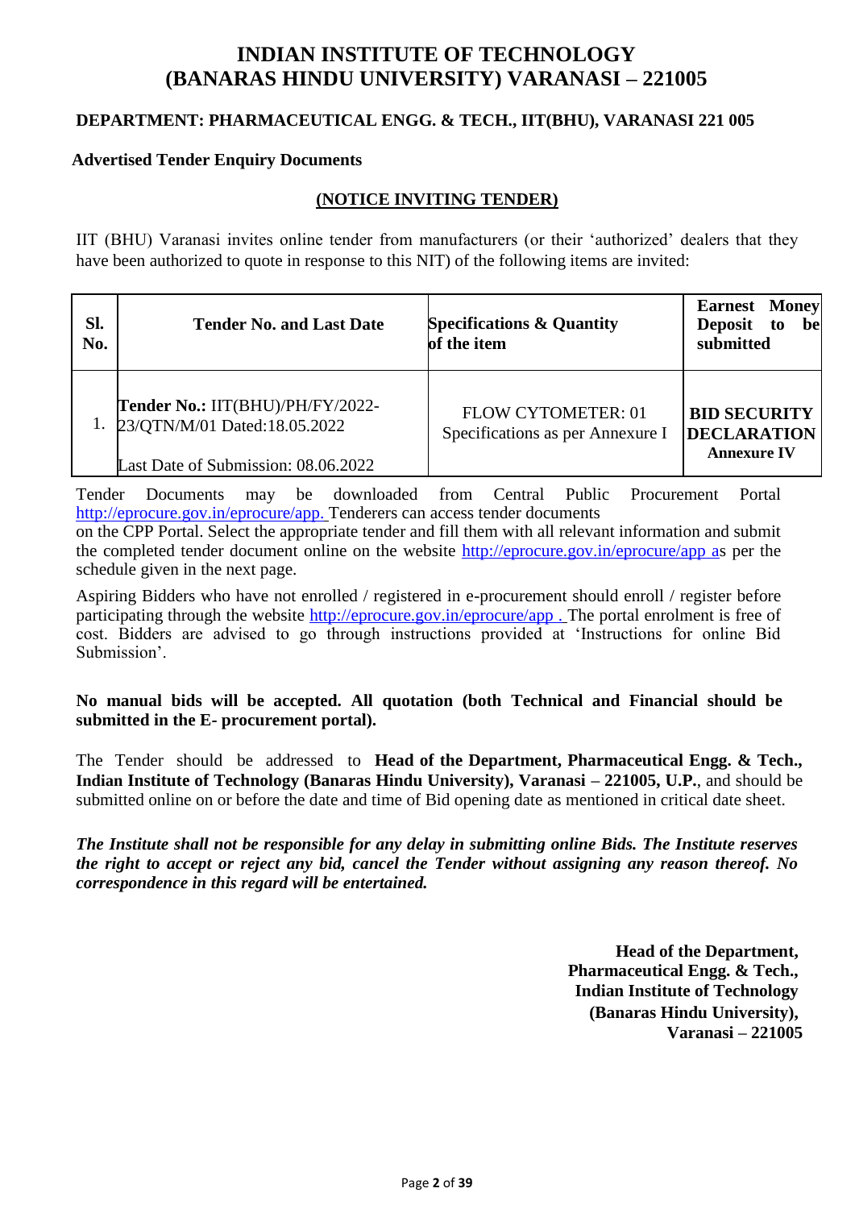# INDIAN INSTITUTE OF TECHNOLOGY
# (BANARAS HINDU UNIVERSITY) VARANASI – 221005

**DEPARTMENT: PHARMACEUTICAL ENGG. & TECH., IIT(BHU), VARANASI 221 005**

**Advertised Tender Enquiry Documents**

**(NOTICE INVITING TENDER)**

IIT (BHU) Varanasi invites online tender from manufacturers (or their 'authorized' dealers that they have been authorized to quote in response to this NIT) of the following items are invited:

| Sl. No. | Tender No. and Last Date | Specifications & Quantity of the item | Earnest Money Deposit to be submitted |
|---|---|---|---|
| 1. | **Tender No.:** IIT(BHU)/PH/FY/2022-23/QTN/M/01 Dated:18.05.2022<br><br>Last Date of Submission: 08.06.2022 | FLOW CYTOMETER: 01<br>Specifications as per Annexure I | **BID SECURITY DECLARATION Annexure IV** |

Tender Documents may be downloaded from Central Public Procurement Portal http://eprocure.gov.in/eprocure/app. Tenderers can access tender documents on the CPP Portal. Select the appropriate tender and fill them with all relevant information and submit the completed tender document online on the website http://eprocure.gov.in/eprocure/app as per the schedule given in the next page.

Aspiring Bidders who have not enrolled / registered in e-procurement should enroll / register before participating through the website http://eprocure.gov.in/eprocure/app . The portal enrolment is free of cost. Bidders are advised to go through instructions provided at 'Instructions for online Bid Submission'.

**No manual bids will be accepted. All quotation (both Technical and Financial should be submitted in the E- procurement portal).**

The Tender should be addressed to **Head of the Department, Pharmaceutical Engg. & Tech., Indian Institute of Technology (Banaras Hindu University), Varanasi – 221005, U.P.**, and should be submitted online on or before the date and time of Bid opening date as mentioned in critical date sheet.

***The Institute shall not be responsible for any delay in submitting online Bids. The Institute reserves the right to accept or reject any bid, cancel the Tender without assigning any reason thereof. No correspondence in this regard will be entertained.***

**Head of the Department,**
**Pharmaceutical Engg. & Tech.,**
**Indian Institute of Technology**
**(Banaras Hindu University),**
**Varanasi – 221005**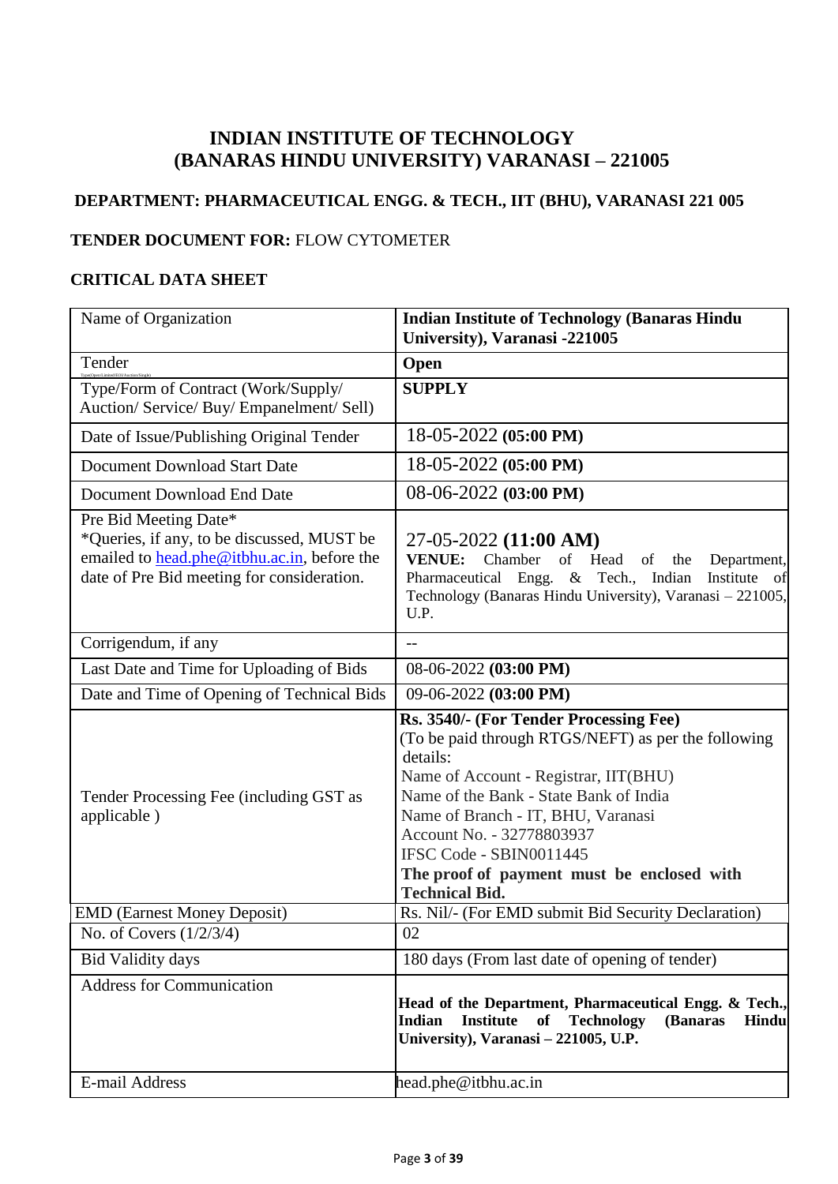# INDIAN INSTITUTE OF TECHNOLOGY
# (BANARAS HINDU UNIVERSITY) VARANASI – 221005

### DEPARTMENT: PHARMACEUTICAL ENGG. & TECH., IIT (BHU), VARANASI 221 005

**TENDER DOCUMENT FOR:** FLOW CYTOMETER

### CRITICAL DATA SHEET

| | |
|---|---|
| Name of Organization | **Indian Institute of Technology (Banaras Hindu University), Varanasi -221005** |
| Tender Type(Open/Limited/EOI/Auction/Single) | **Open** |
| Type/Form of Contract (Work/Supply/ Auction/ Service/ Buy/ Empanelment/ Sell) | **SUPPLY** |
| Date of Issue/Publishing Original Tender | 18-05-2022 **(05:00 PM)** |
| Document Download Start Date | 18-05-2022 **(05:00 PM)** |
| Document Download End Date | 08-06-2022 **(03:00 PM)** |
| Pre Bid Meeting Date* <br> *Queries, if any, to be discussed, MUST be emailed to head.phe@itbhu.ac.in, before the date of Pre Bid meeting for consideration. | 27-05-2022 **(11:00 AM)** <br> **VENUE:** Chamber of Head of the Department, Pharmaceutical Engg. & Tech., Indian Institute of Technology (Banaras Hindu University), Varanasi – 221005, U.P. |
| Corrigendum, if any | -- |
| Last Date and Time for Uploading of Bids | 08-06-2022 **(03:00 PM)** |
| Date and Time of Opening of Technical Bids | 09-06-2022 **(03:00 PM)** |
| Tender Processing Fee (including GST as applicable ) | **Rs. 3540/- (For Tender Processing Fee)** <br> (To be paid through RTGS/NEFT) as per the following details: <br> Name of Account - Registrar, IIT(BHU) <br> Name of the Bank - State Bank of India <br> Name of Branch - IT, BHU, Varanasi <br> Account No. - 32778803937 <br> IFSC Code - SBIN0011445 <br> **The proof of payment must be enclosed with Technical Bid.** |
| EMD (Earnest Money Deposit) | Rs. Nil/- (For EMD submit Bid Security Declaration) |
| No. of Covers (1/2/3/4) | 02 |
| Bid Validity days | 180 days (From last date of opening of tender) |
| Address for Communication | **Head of the Department, Pharmaceutical Engg. & Tech., Indian Institute of Technology (Banaras Hindu University), Varanasi – 221005, U.P.** |
| E-mail Address | head.phe@itbhu.ac.in |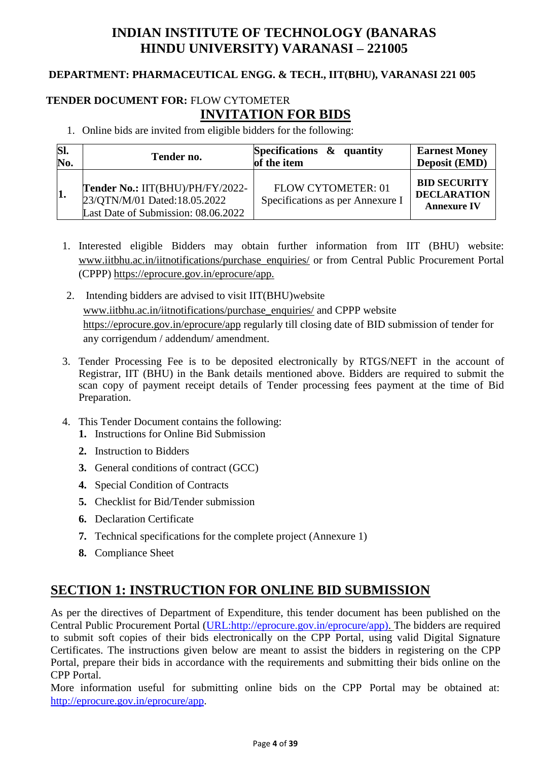# INDIAN INSTITUTE OF TECHNOLOGY (BANARAS HINDU UNIVERSITY) VARANASI – 221005

**DEPARTMENT: PHARMACEUTICAL ENGG. & TECH., IIT(BHU), VARANASI 221 005**

**TENDER DOCUMENT FOR:** FLOW CYTOMETER

## INVITATION FOR BIDS

1. Online bids are invited from eligible bidders for the following:

| Sl. No. | Tender no. | Specifications & quantity of the item | Earnest Money Deposit (EMD) |
|---|---|---|---|
| **1.** | **Tender No.:** IIT(BHU)/PH/FY/2022-23/QTN/M/01 Dated:18.05.2022<br>Last Date of Submission: 08.06.2022 | FLOW CYTOMETER: 01<br>Specifications as per Annexure I | **BID SECURITY DECLARATION Annexure IV** |

1. Interested eligible Bidders may obtain further information from IIT (BHU) website: www.iitbhu.ac.in/iitnotifications/purchase_enquiries/ or from Central Public Procurement Portal (CPPP) https://eprocure.gov.in/eprocure/app.

2. Intending bidders are advised to visit IIT(BHU)website www.iitbhu.ac.in/iitnotifications/purchase_enquiries/ and CPPP website https://eprocure.gov.in/eprocure/app regularly till closing date of BID submission of tender for any corrigendum / addendum/ amendment.

3. Tender Processing Fee is to be deposited electronically by RTGS/NEFT in the account of Registrar, IIT (BHU) in the Bank details mentioned above. Bidders are required to submit the scan copy of payment receipt details of Tender processing fees payment at the time of Bid Preparation.

4. This Tender Document contains the following:
   1. Instructions for Online Bid Submission
   2. Instruction to Bidders
   3. General conditions of contract (GCC)
   4. Special Condition of Contracts
   5. Checklist for Bid/Tender submission
   6. Declaration Certificate
   7. Technical specifications for the complete project (Annexure 1)
   8. Compliance Sheet

## SECTION 1: INSTRUCTION FOR ONLINE BID SUBMISSION

As per the directives of Department of Expenditure, this tender document has been published on the Central Public Procurement Portal (URL:http://eprocure.gov.in/eprocure/app). The bidders are required to submit soft copies of their bids electronically on the CPP Portal, using valid Digital Signature Certificates. The instructions given below are meant to assist the bidders in registering on the CPP Portal, prepare their bids in accordance with the requirements and submitting their bids online on the CPP Portal.

More information useful for submitting online bids on the CPP Portal may be obtained at: http://eprocure.gov.in/eprocure/app.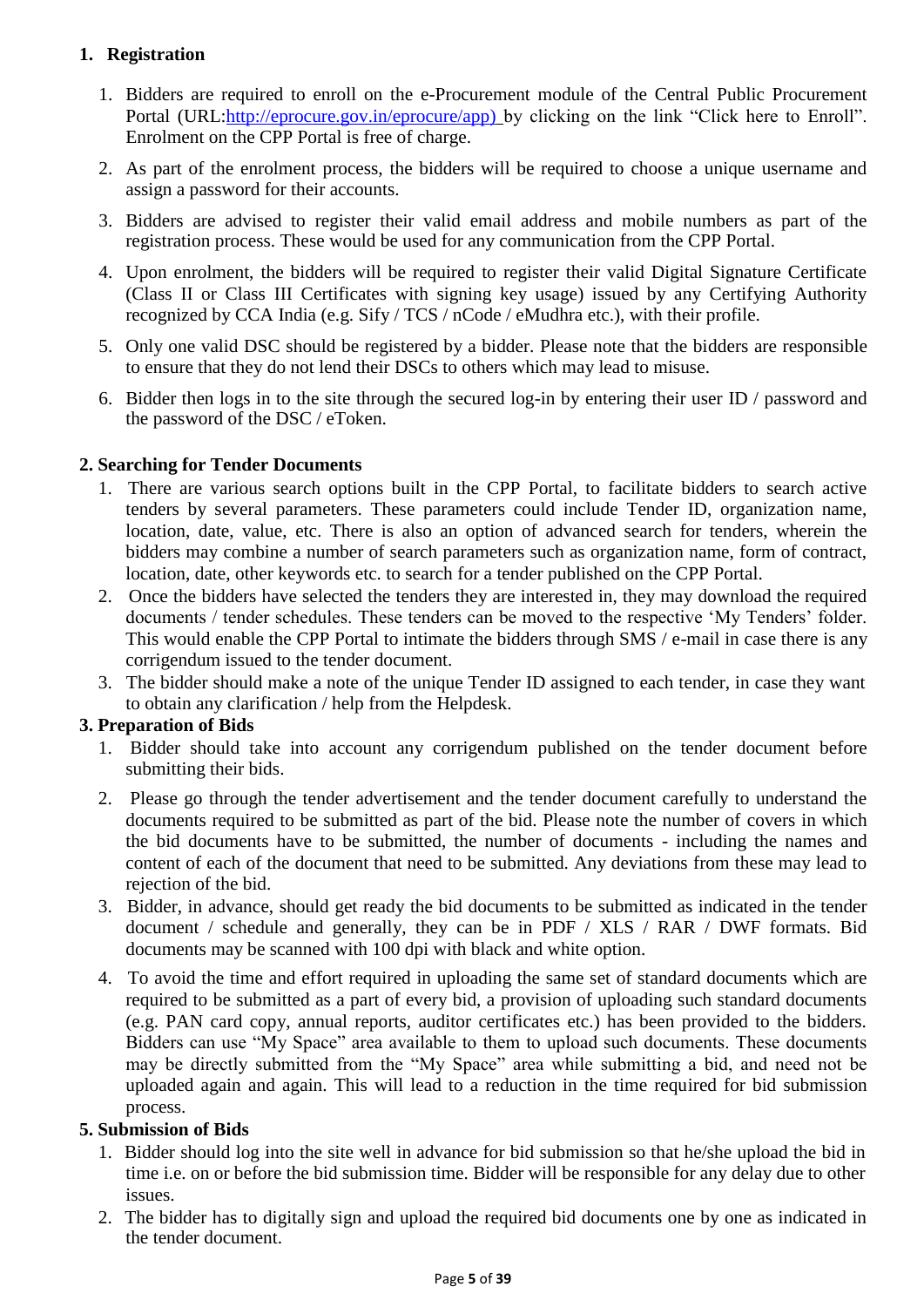## 1. Registration

1. Bidders are required to enroll on the e-Procurement module of the Central Public Procurement Portal (URL:http://eprocure.gov.in/eprocure/app) by clicking on the link "Click here to Enroll". Enrolment on the CPP Portal is free of charge.
2. As part of the enrolment process, the bidders will be required to choose a unique username and assign a password for their accounts.
3. Bidders are advised to register their valid email address and mobile numbers as part of the registration process. These would be used for any communication from the CPP Portal.
4. Upon enrolment, the bidders will be required to register their valid Digital Signature Certificate (Class II or Class III Certificates with signing key usage) issued by any Certifying Authority recognized by CCA India (e.g. Sify / TCS / nCode / eMudhra etc.), with their profile.
5. Only one valid DSC should be registered by a bidder. Please note that the bidders are responsible to ensure that they do not lend their DSCs to others which may lead to misuse.
6. Bidder then logs in to the site through the secured log-in by entering their user ID / password and the password of the DSC / eToken.

## 2. Searching for Tender Documents

1. There are various search options built in the CPP Portal, to facilitate bidders to search active tenders by several parameters. These parameters could include Tender ID, organization name, location, date, value, etc. There is also an option of advanced search for tenders, wherein the bidders may combine a number of search parameters such as organization name, form of contract, location, date, other keywords etc. to search for a tender published on the CPP Portal.
2. Once the bidders have selected the tenders they are interested in, they may download the required documents / tender schedules. These tenders can be moved to the respective 'My Tenders' folder. This would enable the CPP Portal to intimate the bidders through SMS / e-mail in case there is any corrigendum issued to the tender document.
3. The bidder should make a note of the unique Tender ID assigned to each tender, in case they want to obtain any clarification / help from the Helpdesk.

## 3. Preparation of Bids

1. Bidder should take into account any corrigendum published on the tender document before submitting their bids.
2. Please go through the tender advertisement and the tender document carefully to understand the documents required to be submitted as part of the bid. Please note the number of covers in which the bid documents have to be submitted, the number of documents - including the names and content of each of the document that need to be submitted. Any deviations from these may lead to rejection of the bid.
3. Bidder, in advance, should get ready the bid documents to be submitted as indicated in the tender document / schedule and generally, they can be in PDF / XLS / RAR / DWF formats. Bid documents may be scanned with 100 dpi with black and white option.
4. To avoid the time and effort required in uploading the same set of standard documents which are required to be submitted as a part of every bid, a provision of uploading such standard documents (e.g. PAN card copy, annual reports, auditor certificates etc.) has been provided to the bidders. Bidders can use "My Space" area available to them to upload such documents. These documents may be directly submitted from the "My Space" area while submitting a bid, and need not be uploaded again and again. This will lead to a reduction in the time required for bid submission process.

## 5. Submission of Bids

1. Bidder should log into the site well in advance for bid submission so that he/she upload the bid in time i.e. on or before the bid submission time. Bidder will be responsible for any delay due to other issues.
2. The bidder has to digitally sign and upload the required bid documents one by one as indicated in the tender document.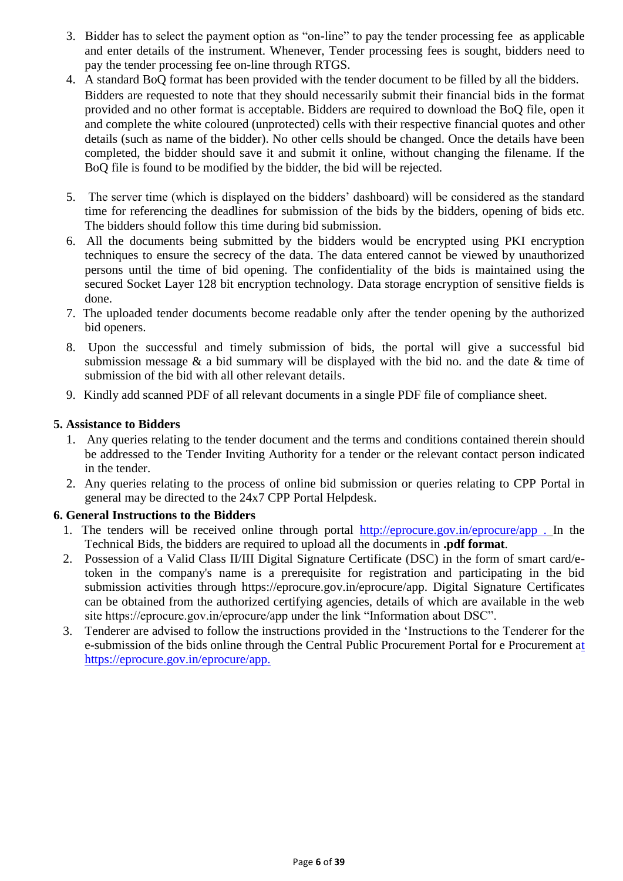3. Bidder has to select the payment option as "on-line" to pay the tender processing fee as applicable and enter details of the instrument. Whenever, Tender processing fees is sought, bidders need to pay the tender processing fee on-line through RTGS.
4. A standard BoQ format has been provided with the tender document to be filled by all the bidders. Bidders are requested to note that they should necessarily submit their financial bids in the format provided and no other format is acceptable. Bidders are required to download the BoQ file, open it and complete the white coloured (unprotected) cells with their respective financial quotes and other details (such as name of the bidder). No other cells should be changed. Once the details have been completed, the bidder should save it and submit it online, without changing the filename. If the BoQ file is found to be modified by the bidder, the bid will be rejected.
5. The server time (which is displayed on the bidders' dashboard) will be considered as the standard time for referencing the deadlines for submission of the bids by the bidders, opening of bids etc. The bidders should follow this time during bid submission.
6. All the documents being submitted by the bidders would be encrypted using PKI encryption techniques to ensure the secrecy of the data. The data entered cannot be viewed by unauthorized persons until the time of bid opening. The confidentiality of the bids is maintained using the secured Socket Layer 128 bit encryption technology. Data storage encryption of sensitive fields is done.
7. The uploaded tender documents become readable only after the tender opening by the authorized bid openers.
8. Upon the successful and timely submission of bids, the portal will give a successful bid submission message & a bid summary will be displayed with the bid no. and the date & time of submission of the bid with all other relevant details.
9. Kindly add scanned PDF of all relevant documents in a single PDF file of compliance sheet.

**5. Assistance to Bidders**

1. Any queries relating to the tender document and the terms and conditions contained therein should be addressed to the Tender Inviting Authority for a tender or the relevant contact person indicated in the tender.
2. Any queries relating to the process of online bid submission or queries relating to CPP Portal in general may be directed to the 24x7 CPP Portal Helpdesk.

**6. General Instructions to the Bidders**

1. The tenders will be received online through portal http://eprocure.gov.in/eprocure/app . In the Technical Bids, the bidders are required to upload all the documents in **.pdf format**.
2. Possession of a Valid Class II/III Digital Signature Certificate (DSC) in the form of smart card/e-token in the company's name is a prerequisite for registration and participating in the bid submission activities through https://eprocure.gov.in/eprocure/app. Digital Signature Certificates can be obtained from the authorized certifying agencies, details of which are available in the web site https://eprocure.gov.in/eprocure/app under the link "Information about DSC".
3. Tenderer are advised to follow the instructions provided in the 'Instructions to the Tenderer for the e-submission of the bids online through the Central Public Procurement Portal for e Procurement at https://eprocure.gov.in/eprocure/app.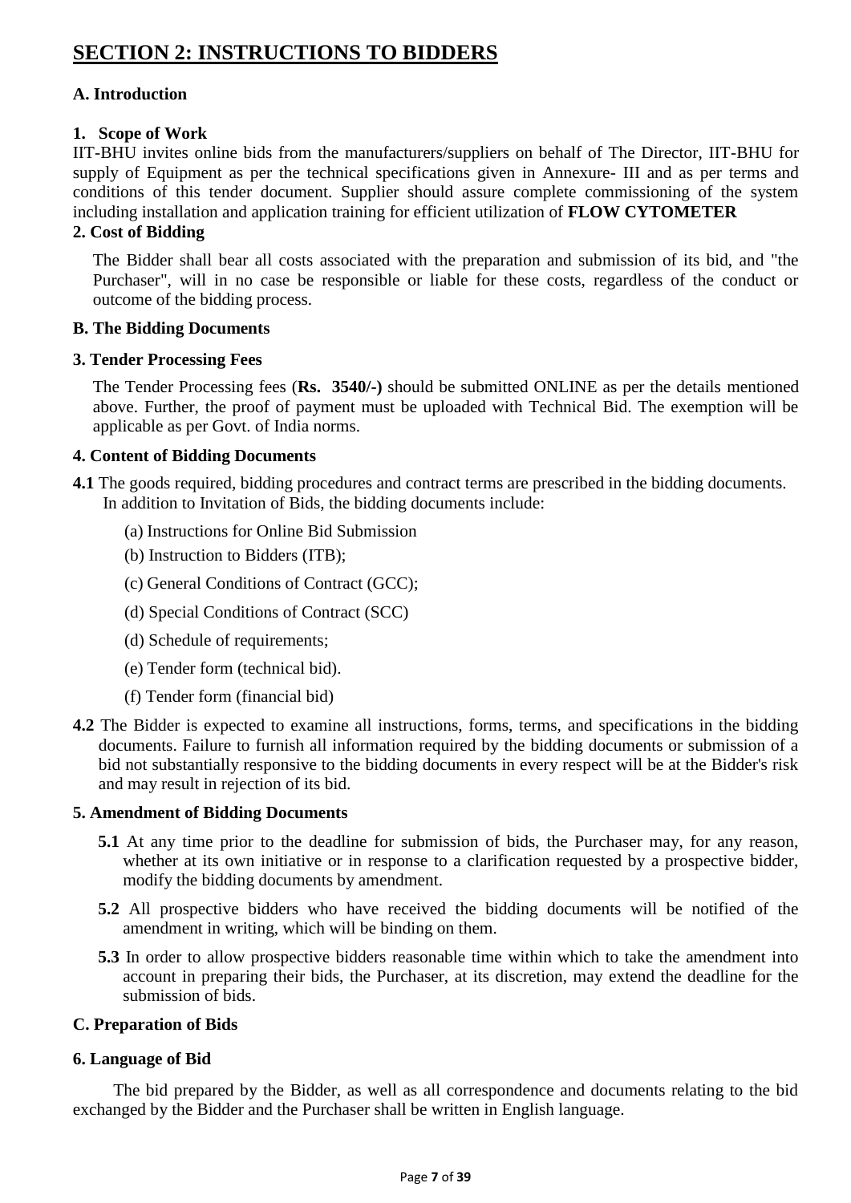# SECTION 2: INSTRUCTIONS TO BIDDERS

## A. Introduction

### 1. Scope of Work

IIT-BHU invites online bids from the manufacturers/suppliers on behalf of The Director, IIT-BHU for supply of Equipment as per the technical specifications given in Annexure- III and as per terms and conditions of this tender document. Supplier should assure complete commissioning of the system including installation and application training for efficient utilization of **FLOW CYTOMETER**

### 2. Cost of Bidding

The Bidder shall bear all costs associated with the preparation and submission of its bid, and "the Purchaser", will in no case be responsible or liable for these costs, regardless of the conduct or outcome of the bidding process.

## B. The Bidding Documents

### 3. Tender Processing Fees

The Tender Processing fees (**Rs. 3540/-)** should be submitted ONLINE as per the details mentioned above. Further, the proof of payment must be uploaded with Technical Bid. The exemption will be applicable as per Govt. of India norms.

### 4. Content of Bidding Documents

**4.1** The goods required, bidding procedures and contract terms are prescribed in the bidding documents. In addition to Invitation of Bids, the bidding documents include:

(a) Instructions for Online Bid Submission

(b) Instruction to Bidders (ITB);

(c) General Conditions of Contract (GCC);

(d) Special Conditions of Contract (SCC)

(d) Schedule of requirements;

(e) Tender form (technical bid).

(f) Tender form (financial bid)

**4.2** The Bidder is expected to examine all instructions, forms, terms, and specifications in the bidding documents. Failure to furnish all information required by the bidding documents or submission of a bid not substantially responsive to the bidding documents in every respect will be at the Bidder's risk and may result in rejection of its bid.

### 5. Amendment of Bidding Documents

**5.1** At any time prior to the deadline for submission of bids, the Purchaser may, for any reason, whether at its own initiative or in response to a clarification requested by a prospective bidder, modify the bidding documents by amendment.

**5.2** All prospective bidders who have received the bidding documents will be notified of the amendment in writing, which will be binding on them.

**5.3** In order to allow prospective bidders reasonable time within which to take the amendment into account in preparing their bids, the Purchaser, at its discretion, may extend the deadline for the submission of bids.

## C. Preparation of Bids

### 6. Language of Bid

The bid prepared by the Bidder, as well as all correspondence and documents relating to the bid exchanged by the Bidder and the Purchaser shall be written in English language.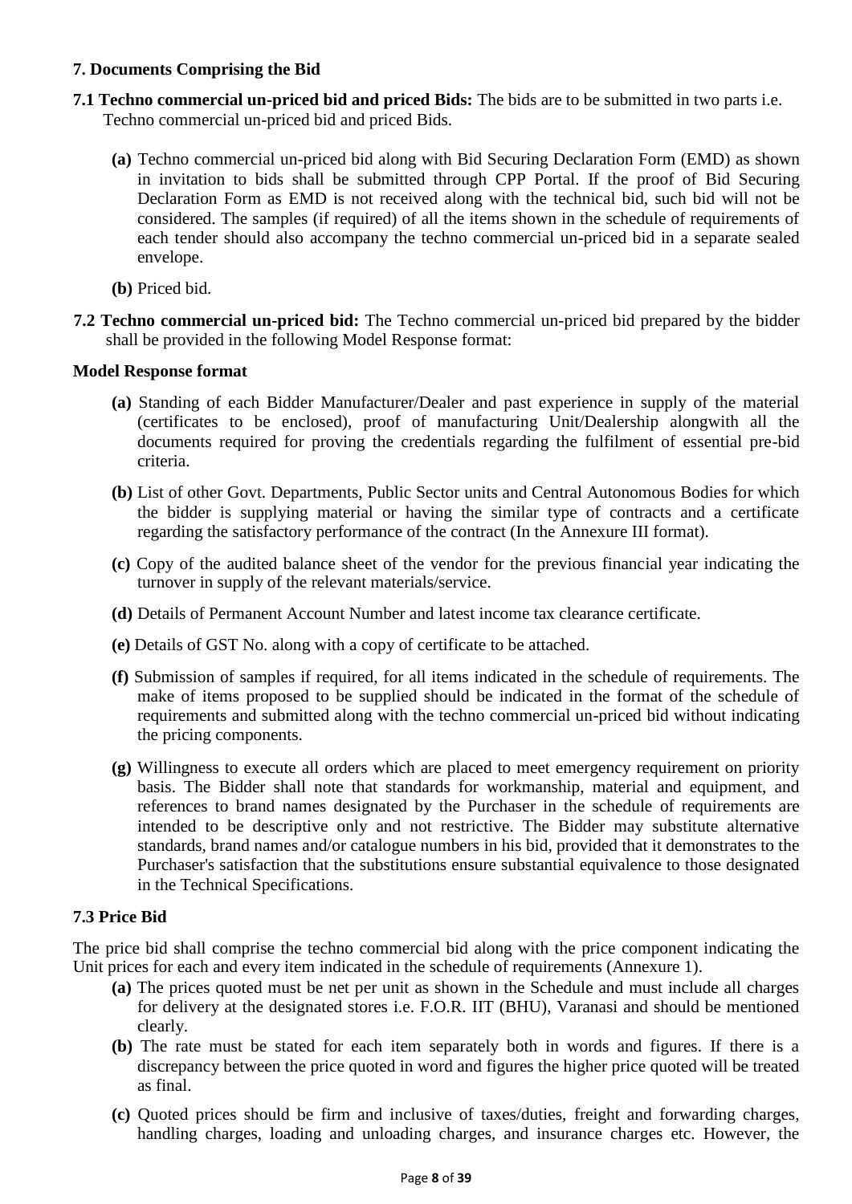### 7. Documents Comprising the Bid

**7.1 Techno commercial un-priced bid and priced Bids:** The bids are to be submitted in two parts i.e. Techno commercial un-priced bid and priced Bids.

- **(a)** Techno commercial un-priced bid along with Bid Securing Declaration Form (EMD) as shown in invitation to bids shall be submitted through CPP Portal. If the proof of Bid Securing Declaration Form as EMD is not received along with the technical bid, such bid will not be considered. The samples (if required) of all the items shown in the schedule of requirements of each tender should also accompany the techno commercial un-priced bid in a separate sealed envelope.
- **(b)** Priced bid.

**7.2 Techno commercial un-priced bid:** The Techno commercial un-priced bid prepared by the bidder shall be provided in the following Model Response format:

**Model Response format**

- **(a)** Standing of each Bidder Manufacturer/Dealer and past experience in supply of the material (certificates to be enclosed), proof of manufacturing Unit/Dealership alongwith all the documents required for proving the credentials regarding the fulfilment of essential pre-bid criteria.
- **(b)** List of other Govt. Departments, Public Sector units and Central Autonomous Bodies for which the bidder is supplying material or having the similar type of contracts and a certificate regarding the satisfactory performance of the contract (In the Annexure III format).
- **(c)** Copy of the audited balance sheet of the vendor for the previous financial year indicating the turnover in supply of the relevant materials/service.
- **(d)** Details of Permanent Account Number and latest income tax clearance certificate.
- **(e)** Details of GST No. along with a copy of certificate to be attached.
- **(f)** Submission of samples if required, for all items indicated in the schedule of requirements. The make of items proposed to be supplied should be indicated in the format of the schedule of requirements and submitted along with the techno commercial un-priced bid without indicating the pricing components.
- **(g)** Willingness to execute all orders which are placed to meet emergency requirement on priority basis. The Bidder shall note that standards for workmanship, material and equipment, and references to brand names designated by the Purchaser in the schedule of requirements are intended to be descriptive only and not restrictive. The Bidder may substitute alternative standards, brand names and/or catalogue numbers in his bid, provided that it demonstrates to the Purchaser's satisfaction that the substitutions ensure substantial equivalence to those designated in the Technical Specifications.

### 7.3 Price Bid

The price bid shall comprise the techno commercial bid along with the price component indicating the Unit prices for each and every item indicated in the schedule of requirements (Annexure 1).

- **(a)** The prices quoted must be net per unit as shown in the Schedule and must include all charges for delivery at the designated stores i.e. F.O.R. IIT (BHU), Varanasi and should be mentioned clearly.
- **(b)** The rate must be stated for each item separately both in words and figures. If there is a discrepancy between the price quoted in word and figures the higher price quoted will be treated as final.
- **(c)** Quoted prices should be firm and inclusive of taxes/duties, freight and forwarding charges, handling charges, loading and unloading charges, and insurance charges etc. However, the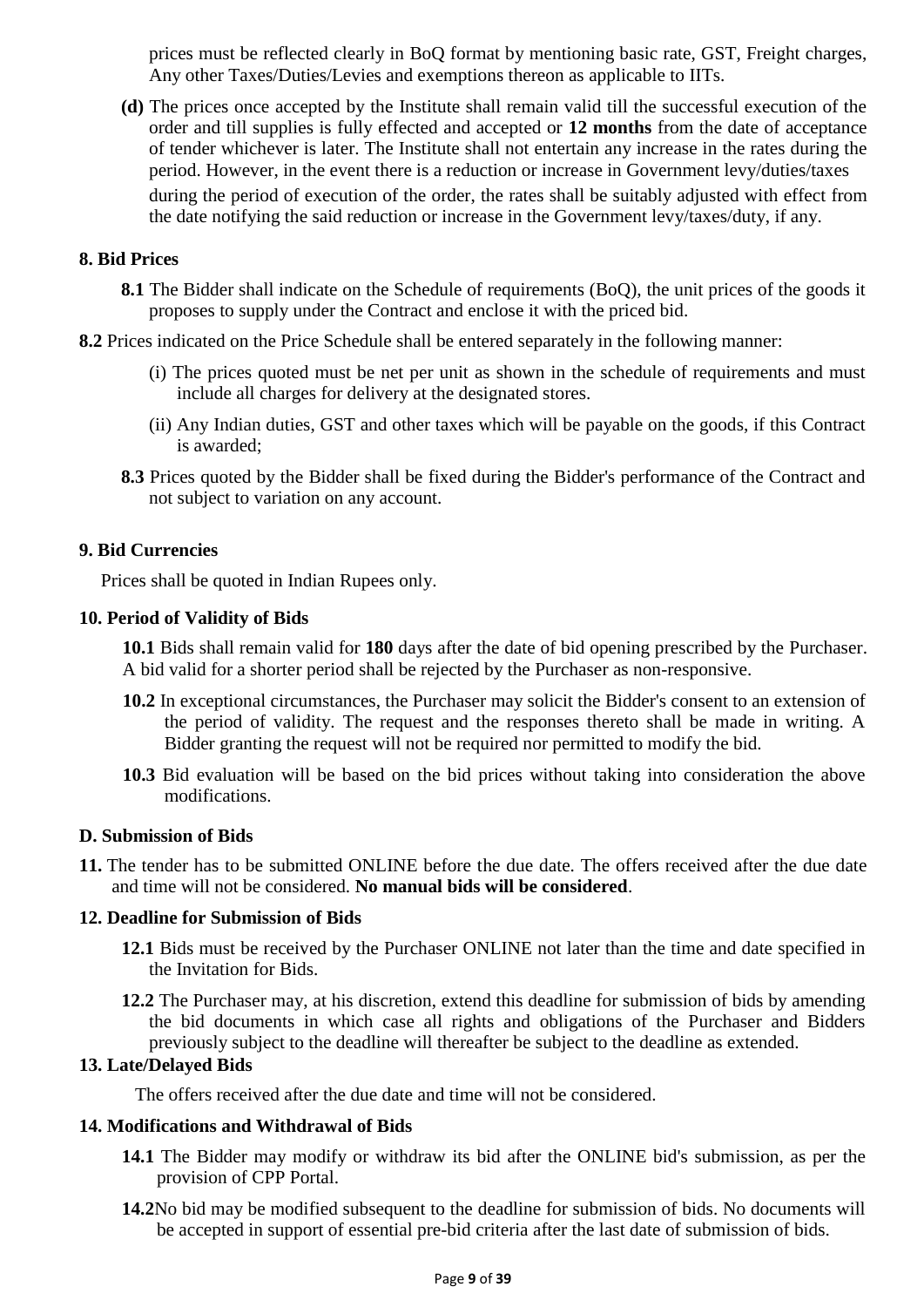prices must be reflected clearly in BoQ format by mentioning basic rate, GST, Freight charges, Any other Taxes/Duties/Levies and exemptions thereon as applicable to IITs.

**(d)** The prices once accepted by the Institute shall remain valid till the successful execution of the order and till supplies is fully effected and accepted or **12 months** from the date of acceptance of tender whichever is later. The Institute shall not entertain any increase in the rates during the period. However, in the event there is a reduction or increase in Government levy/duties/taxes during the period of execution of the order, the rates shall be suitably adjusted with effect from the date notifying the said reduction or increase in the Government levy/taxes/duty, if any.

**8. Bid Prices**

**8.1** The Bidder shall indicate on the Schedule of requirements (BoQ), the unit prices of the goods it proposes to supply under the Contract and enclose it with the priced bid.

**8.2** Prices indicated on the Price Schedule shall be entered separately in the following manner:

(i) The prices quoted must be net per unit as shown in the schedule of requirements and must include all charges for delivery at the designated stores.

(ii) Any Indian duties, GST and other taxes which will be payable on the goods, if this Contract is awarded;

**8.3** Prices quoted by the Bidder shall be fixed during the Bidder's performance of the Contract and not subject to variation on any account.

**9. Bid Currencies**

Prices shall be quoted in Indian Rupees only.

**10. Period of Validity of Bids**

**10.1** Bids shall remain valid for **180** days after the date of bid opening prescribed by the Purchaser. A bid valid for a shorter period shall be rejected by the Purchaser as non-responsive.

**10.2** In exceptional circumstances, the Purchaser may solicit the Bidder's consent to an extension of the period of validity. The request and the responses thereto shall be made in writing. A Bidder granting the request will not be required nor permitted to modify the bid.

**10.3** Bid evaluation will be based on the bid prices without taking into consideration the above modifications.

**D. Submission of Bids**

**11.** The tender has to be submitted ONLINE before the due date. The offers received after the due date and time will not be considered. **No manual bids will be considered**.

**12. Deadline for Submission of Bids**

**12.1** Bids must be received by the Purchaser ONLINE not later than the time and date specified in the Invitation for Bids.

**12.2** The Purchaser may, at his discretion, extend this deadline for submission of bids by amending the bid documents in which case all rights and obligations of the Purchaser and Bidders previously subject to the deadline will thereafter be subject to the deadline as extended.

**13. Late/Delayed Bids**

The offers received after the due date and time will not be considered.

**14. Modifications and Withdrawal of Bids**

**14.1** The Bidder may modify or withdraw its bid after the ONLINE bid's submission, as per the provision of CPP Portal.

**14.2** No bid may be modified subsequent to the deadline for submission of bids. No documents will be accepted in support of essential pre-bid criteria after the last date of submission of bids.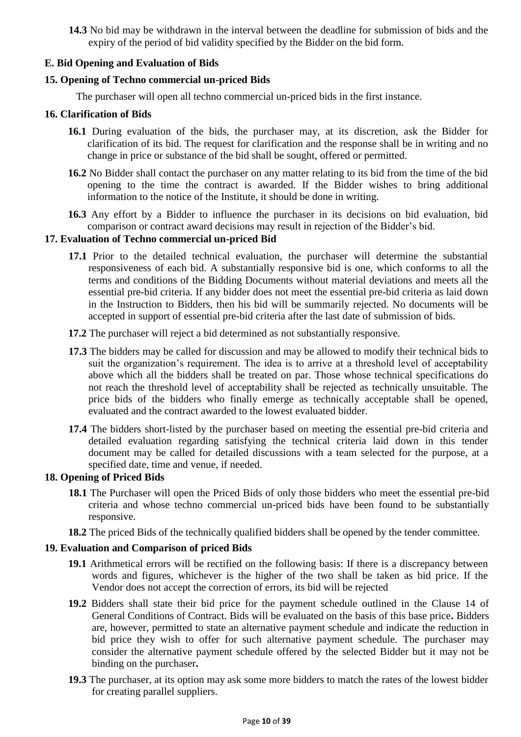**14.3** No bid may be withdrawn in the interval between the deadline for submission of bids and the expiry of the period of bid validity specified by the Bidder on the bid form.

### E. Bid Opening and Evaluation of Bids

### 15. Opening of Techno commercial un-priced Bids

The purchaser will open all techno commercial un-priced bids in the first instance.

### 16. Clarification of Bids

**16.1** During evaluation of the bids, the purchaser may, at its discretion, ask the Bidder for clarification of its bid. The request for clarification and the response shall be in writing and no change in price or substance of the bid shall be sought, offered or permitted.

**16.2** No Bidder shall contact the purchaser on any matter relating to its bid from the time of the bid opening to the time the contract is awarded. If the Bidder wishes to bring additional information to the notice of the Institute, it should be done in writing.

**16.3** Any effort by a Bidder to influence the purchaser in its decisions on bid evaluation, bid comparison or contract award decisions may result in rejection of the Bidder's bid.

### 17. Evaluation of Techno commercial un-priced Bid

**17.1** Prior to the detailed technical evaluation, the purchaser will determine the substantial responsiveness of each bid. A substantially responsive bid is one, which conforms to all the terms and conditions of the Bidding Documents without material deviations and meets all the essential pre-bid criteria. If any bidder does not meet the essential pre-bid criteria as laid down in the Instruction to Bidders, then his bid will be summarily rejected. No documents will be accepted in support of essential pre-bid criteria after the last date of submission of bids.

**17.2** The purchaser will reject a bid determined as not substantially responsive.

**17.3** The bidders may be called for discussion and may be allowed to modify their technical bids to suit the organization's requirement. The idea is to arrive at a threshold level of acceptability above which all the bidders shall be treated on par. Those whose technical specifications do not reach the threshold level of acceptability shall be rejected as technically unsuitable. The price bids of the bidders who finally emerge as technically acceptable shall be opened, evaluated and the contract awarded to the lowest evaluated bidder.

**17.4** The bidders short-listed by the purchaser based on meeting the essential pre-bid criteria and detailed evaluation regarding satisfying the technical criteria laid down in this tender document may be called for detailed discussions with a team selected for the purpose, at a specified date, time and venue, if needed.

### 18. Opening of Priced Bids

**18.1** The Purchaser will open the Priced Bids of only those bidders who meet the essential pre-bid criteria and whose techno commercial un-priced bids have been found to be substantially responsive.

**18.2** The priced Bids of the technically qualified bidders shall be opened by the tender committee.

### 19. Evaluation and Comparison of priced Bids

**19.1** Arithmetical errors will be rectified on the following basis: If there is a discrepancy between words and figures, whichever is the higher of the two shall be taken as bid price. If the Vendor does not accept the correction of errors, its bid will be rejected

**19.2** Bidders shall state their bid price for the payment schedule outlined in the Clause 14 of General Conditions of Contract. Bids will be evaluated on the basis of this base price**.** Bidders are, however, permitted to state an alternative payment schedule and indicate the reduction in bid price they wish to offer for such alternative payment schedule. The purchaser may consider the alternative payment schedule offered by the selected Bidder but it may not be binding on the purchaser**.**

**19.3** The purchaser, at its option may ask some more bidders to match the rates of the lowest bidder for creating parallel suppliers.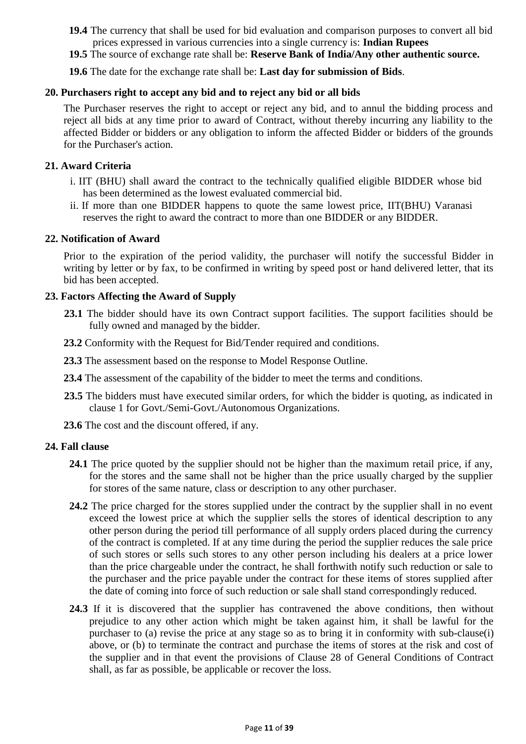**19.4** The currency that shall be used for bid evaluation and comparison purposes to convert all bid prices expressed in various currencies into a single currency is: **Indian Rupees**

**19.5** The source of exchange rate shall be: **Reserve Bank of India/Any other authentic source.**

**19.6** The date for the exchange rate shall be: **Last day for submission of Bids**.

### 20. Purchasers right to accept any bid and to reject any bid or all bids

The Purchaser reserves the right to accept or reject any bid, and to annul the bidding process and reject all bids at any time prior to award of Contract, without thereby incurring any liability to the affected Bidder or bidders or any obligation to inform the affected Bidder or bidders of the grounds for the Purchaser's action.

### 21. Award Criteria

i. IIT (BHU) shall award the contract to the technically qualified eligible BIDDER whose bid has been determined as the lowest evaluated commercial bid.

ii. If more than one BIDDER happens to quote the same lowest price, IIT(BHU) Varanasi reserves the right to award the contract to more than one BIDDER or any BIDDER.

### 22. Notification of Award

Prior to the expiration of the period validity, the purchaser will notify the successful Bidder in writing by letter or by fax, to be confirmed in writing by speed post or hand delivered letter, that its bid has been accepted.

### 23. Factors Affecting the Award of Supply

**23.1** The bidder should have its own Contract support facilities. The support facilities should be fully owned and managed by the bidder.

**23.2** Conformity with the Request for Bid/Tender required and conditions.

**23.3** The assessment based on the response to Model Response Outline.

**23.4** The assessment of the capability of the bidder to meet the terms and conditions.

**23.5** The bidders must have executed similar orders, for which the bidder is quoting, as indicated in clause 1 for Govt./Semi-Govt./Autonomous Organizations.

**23.6** The cost and the discount offered, if any.

### 24. Fall clause

**24.1** The price quoted by the supplier should not be higher than the maximum retail price, if any, for the stores and the same shall not be higher than the price usually charged by the supplier for stores of the same nature, class or description to any other purchaser.

**24.2** The price charged for the stores supplied under the contract by the supplier shall in no event exceed the lowest price at which the supplier sells the stores of identical description to any other person during the period till performance of all supply orders placed during the currency of the contract is completed. If at any time during the period the supplier reduces the sale price of such stores or sells such stores to any other person including his dealers at a price lower than the price chargeable under the contract, he shall forthwith notify such reduction or sale to the purchaser and the price payable under the contract for these items of stores supplied after the date of coming into force of such reduction or sale shall stand correspondingly reduced.

**24.3** If it is discovered that the supplier has contravened the above conditions, then without prejudice to any other action which might be taken against him, it shall be lawful for the purchaser to (a) revise the price at any stage so as to bring it in conformity with sub-clause(i) above, or (b) to terminate the contract and purchase the items of stores at the risk and cost of the supplier and in that event the provisions of Clause 28 of General Conditions of Contract shall, as far as possible, be applicable or recover the loss.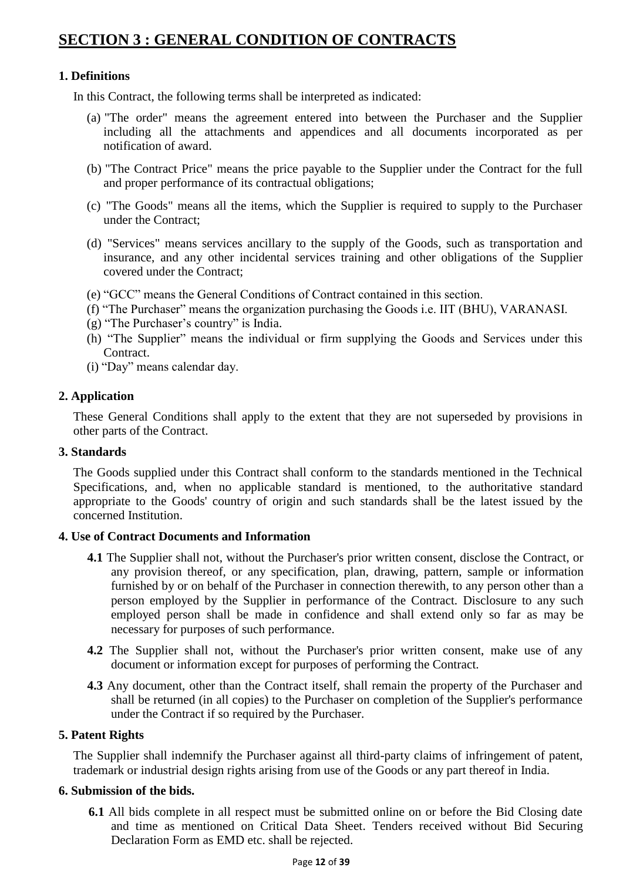# SECTION 3 : GENERAL CONDITION OF CONTRACTS

## 1. Definitions

In this Contract, the following terms shall be interpreted as indicated:

(a) "The order" means the agreement entered into between the Purchaser and the Supplier including all the attachments and appendices and all documents incorporated as per notification of award.

(b) "The Contract Price" means the price payable to the Supplier under the Contract for the full and proper performance of its contractual obligations;

(c) "The Goods" means all the items, which the Supplier is required to supply to the Purchaser under the Contract;

(d) "Services" means services ancillary to the supply of the Goods, such as transportation and insurance, and any other incidental services training and other obligations of the Supplier covered under the Contract;

(e) "GCC" means the General Conditions of Contract contained in this section.
(f) "The Purchaser" means the organization purchasing the Goods i.e. IIT (BHU), VARANASI.
(g) "The Purchaser's country" is India.
(h) "The Supplier" means the individual or firm supplying the Goods and Services under this Contract.
(i) "Day" means calendar day.

## 2. Application

These General Conditions shall apply to the extent that they are not superseded by provisions in other parts of the Contract.

## 3. Standards

The Goods supplied under this Contract shall conform to the standards mentioned in the Technical Specifications, and, when no applicable standard is mentioned, to the authoritative standard appropriate to the Goods' country of origin and such standards shall be the latest issued by the concerned Institution.

## 4. Use of Contract Documents and Information

**4.1** The Supplier shall not, without the Purchaser's prior written consent, disclose the Contract, or any provision thereof, or any specification, plan, drawing, pattern, sample or information furnished by or on behalf of the Purchaser in connection therewith, to any person other than a person employed by the Supplier in performance of the Contract. Disclosure to any such employed person shall be made in confidence and shall extend only so far as may be necessary for purposes of such performance.

**4.2** The Supplier shall not, without the Purchaser's prior written consent, make use of any document or information except for purposes of performing the Contract.

**4.3** Any document, other than the Contract itself, shall remain the property of the Purchaser and shall be returned (in all copies) to the Purchaser on completion of the Supplier's performance under the Contract if so required by the Purchaser.

## 5. Patent Rights

The Supplier shall indemnify the Purchaser against all third-party claims of infringement of patent, trademark or industrial design rights arising from use of the Goods or any part thereof in India.

## 6. Submission of the bids.

**6.1** All bids complete in all respect must be submitted online on or before the Bid Closing date and time as mentioned on Critical Data Sheet. Tenders received without Bid Securing Declaration Form as EMD etc. shall be rejected.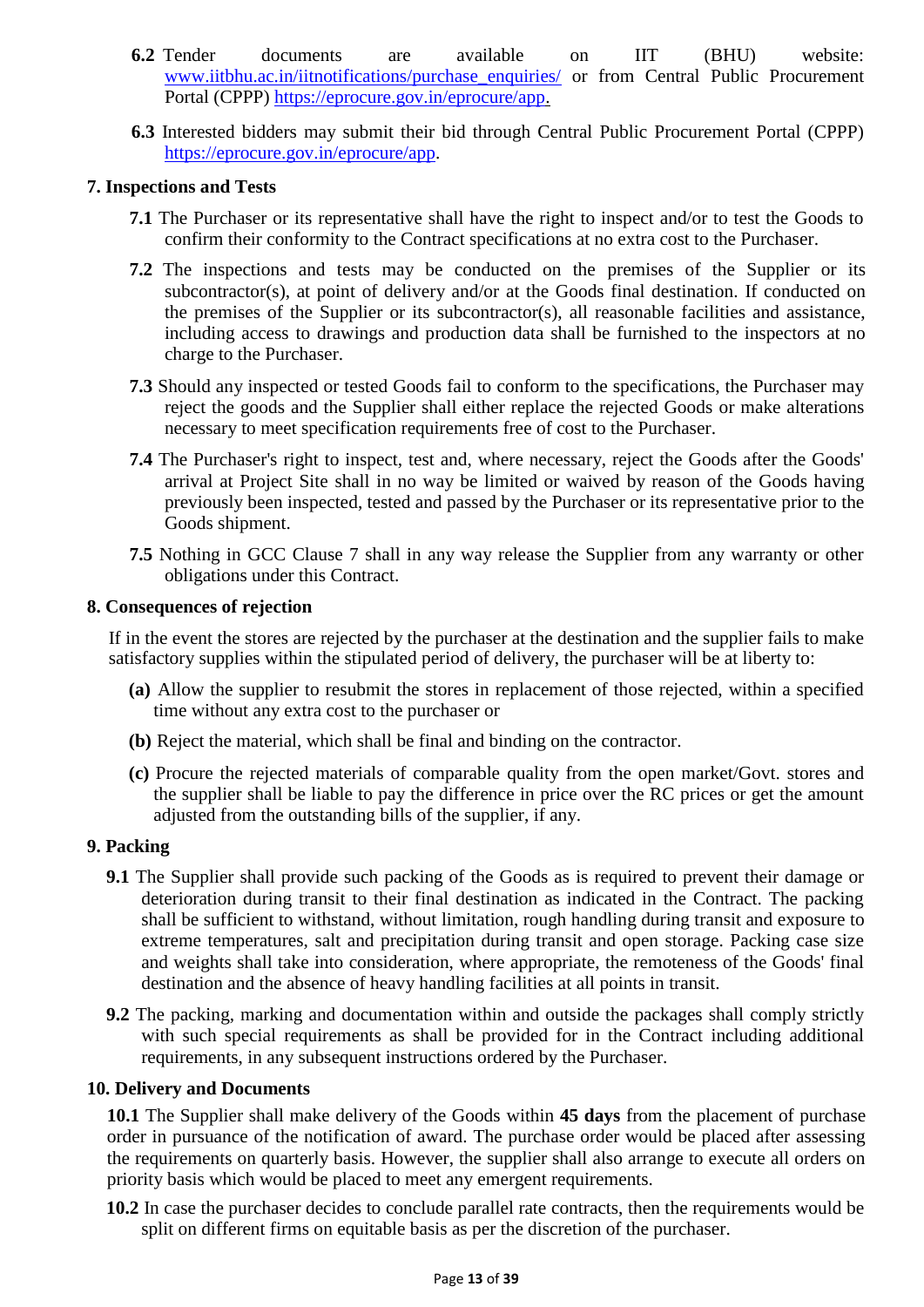**6.2** Tender documents are available on IIT (BHU) website: www.iitbhu.ac.in/iitnotifications/purchase_enquiries/ or from Central Public Procurement Portal (CPPP) https://eprocure.gov.in/eprocure/app.

**6.3** Interested bidders may submit their bid through Central Public Procurement Portal (CPPP) https://eprocure.gov.in/eprocure/app.

## 7. Inspections and Tests

**7.1** The Purchaser or its representative shall have the right to inspect and/or to test the Goods to confirm their conformity to the Contract specifications at no extra cost to the Purchaser.

**7.2** The inspections and tests may be conducted on the premises of the Supplier or its subcontractor(s), at point of delivery and/or at the Goods final destination. If conducted on the premises of the Supplier or its subcontractor(s), all reasonable facilities and assistance, including access to drawings and production data shall be furnished to the inspectors at no charge to the Purchaser.

**7.3** Should any inspected or tested Goods fail to conform to the specifications, the Purchaser may reject the goods and the Supplier shall either replace the rejected Goods or make alterations necessary to meet specification requirements free of cost to the Purchaser.

**7.4** The Purchaser's right to inspect, test and, where necessary, reject the Goods after the Goods' arrival at Project Site shall in no way be limited or waived by reason of the Goods having previously been inspected, tested and passed by the Purchaser or its representative prior to the Goods shipment.

**7.5** Nothing in GCC Clause 7 shall in any way release the Supplier from any warranty or other obligations under this Contract.

## 8. Consequences of rejection

If in the event the stores are rejected by the purchaser at the destination and the supplier fails to make satisfactory supplies within the stipulated period of delivery, the purchaser will be at liberty to:

**(a)** Allow the supplier to resubmit the stores in replacement of those rejected, within a specified time without any extra cost to the purchaser or

**(b)** Reject the material, which shall be final and binding on the contractor.

**(c)** Procure the rejected materials of comparable quality from the open market/Govt. stores and the supplier shall be liable to pay the difference in price over the RC prices or get the amount adjusted from the outstanding bills of the supplier, if any.

## 9. Packing

**9.1** The Supplier shall provide such packing of the Goods as is required to prevent their damage or deterioration during transit to their final destination as indicated in the Contract. The packing shall be sufficient to withstand, without limitation, rough handling during transit and exposure to extreme temperatures, salt and precipitation during transit and open storage. Packing case size and weights shall take into consideration, where appropriate, the remoteness of the Goods' final destination and the absence of heavy handling facilities at all points in transit.

**9.2** The packing, marking and documentation within and outside the packages shall comply strictly with such special requirements as shall be provided for in the Contract including additional requirements, in any subsequent instructions ordered by the Purchaser.

## 10. Delivery and Documents

**10.1** The Supplier shall make delivery of the Goods within **45 days** from the placement of purchase order in pursuance of the notification of award. The purchase order would be placed after assessing the requirements on quarterly basis. However, the supplier shall also arrange to execute all orders on priority basis which would be placed to meet any emergent requirements.

**10.2** In case the purchaser decides to conclude parallel rate contracts, then the requirements would be split on different firms on equitable basis as per the discretion of the purchaser.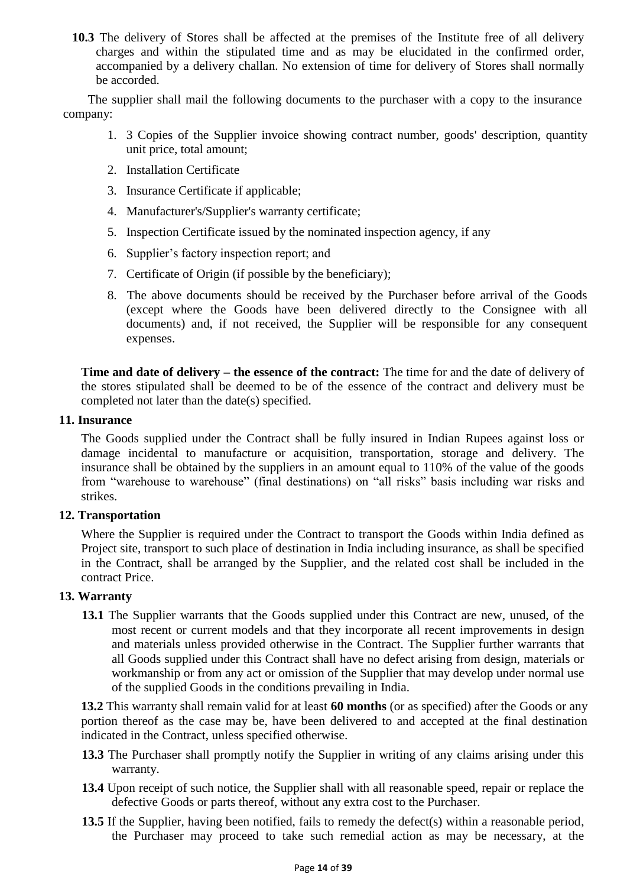**10.3** The delivery of Stores shall be affected at the premises of the Institute free of all delivery charges and within the stipulated time and as may be elucidated in the confirmed order, accompanied by a delivery challan. No extension of time for delivery of Stores shall normally be accorded.

The supplier shall mail the following documents to the purchaser with a copy to the insurance company:

1. 3 Copies of the Supplier invoice showing contract number, goods' description, quantity unit price, total amount;
2. Installation Certificate
3. Insurance Certificate if applicable;
4. Manufacturer's/Supplier's warranty certificate;
5. Inspection Certificate issued by the nominated inspection agency, if any
6. Supplier's factory inspection report; and
7. Certificate of Origin (if possible by the beneficiary);
8. The above documents should be received by the Purchaser before arrival of the Goods (except where the Goods have been delivered directly to the Consignee with all documents) and, if not received, the Supplier will be responsible for any consequent expenses.

**Time and date of delivery – the essence of the contract:** The time for and the date of delivery of the stores stipulated shall be deemed to be of the essence of the contract and delivery must be completed not later than the date(s) specified.

## 11. Insurance

The Goods supplied under the Contract shall be fully insured in Indian Rupees against loss or damage incidental to manufacture or acquisition, transportation, storage and delivery. The insurance shall be obtained by the suppliers in an amount equal to 110% of the value of the goods from "warehouse to warehouse" (final destinations) on "all risks" basis including war risks and strikes.

## 12. Transportation

Where the Supplier is required under the Contract to transport the Goods within India defined as Project site, transport to such place of destination in India including insurance, as shall be specified in the Contract, shall be arranged by the Supplier, and the related cost shall be included in the contract Price.

## 13. Warranty

**13.1** The Supplier warrants that the Goods supplied under this Contract are new, unused, of the most recent or current models and that they incorporate all recent improvements in design and materials unless provided otherwise in the Contract. The Supplier further warrants that all Goods supplied under this Contract shall have no defect arising from design, materials or workmanship or from any act or omission of the Supplier that may develop under normal use of the supplied Goods in the conditions prevailing in India.

**13.2** This warranty shall remain valid for at least **60 months** (or as specified) after the Goods or any portion thereof as the case may be, have been delivered to and accepted at the final destination indicated in the Contract, unless specified otherwise.

**13.3** The Purchaser shall promptly notify the Supplier in writing of any claims arising under this warranty.

**13.4** Upon receipt of such notice, the Supplier shall with all reasonable speed, repair or replace the defective Goods or parts thereof, without any extra cost to the Purchaser.

**13.5** If the Supplier, having been notified, fails to remedy the defect(s) within a reasonable period, the Purchaser may proceed to take such remedial action as may be necessary, at the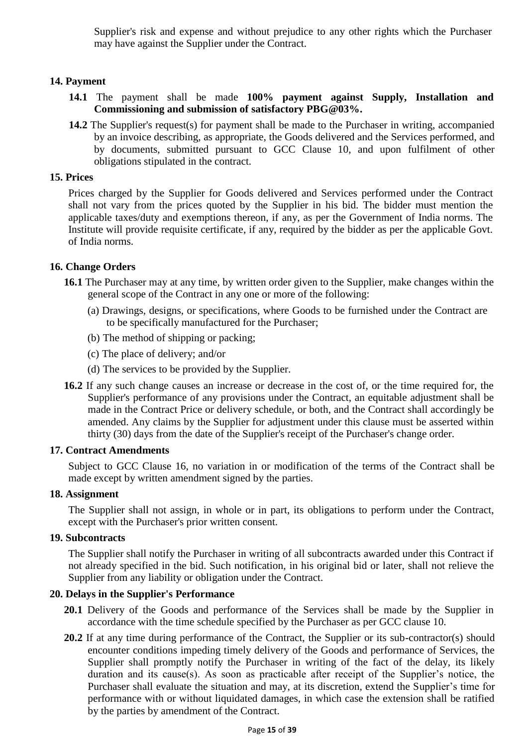Supplier's risk and expense and without prejudice to any other rights which the Purchaser may have against the Supplier under the Contract.

## 14. Payment

**14.1** The payment shall be made **100% payment against Supply, Installation and Commissioning and submission of satisfactory PBG@03%.**

**14.2** The Supplier's request(s) for payment shall be made to the Purchaser in writing, accompanied by an invoice describing, as appropriate, the Goods delivered and the Services performed, and by documents, submitted pursuant to GCC Clause 10, and upon fulfilment of other obligations stipulated in the contract.

## 15. Prices

Prices charged by the Supplier for Goods delivered and Services performed under the Contract shall not vary from the prices quoted by the Supplier in his bid. The bidder must mention the applicable taxes/duty and exemptions thereon, if any, as per the Government of India norms. The Institute will provide requisite certificate, if any, required by the bidder as per the applicable Govt. of India norms.

## 16. Change Orders

**16.1** The Purchaser may at any time, by written order given to the Supplier, make changes within the general scope of the Contract in any one or more of the following:

(a) Drawings, designs, or specifications, where Goods to be furnished under the Contract are to be specifically manufactured for the Purchaser;

(b) The method of shipping or packing;

(c) The place of delivery; and/or

(d) The services to be provided by the Supplier.

**16.2** If any such change causes an increase or decrease in the cost of, or the time required for, the Supplier's performance of any provisions under the Contract, an equitable adjustment shall be made in the Contract Price or delivery schedule, or both, and the Contract shall accordingly be amended. Any claims by the Supplier for adjustment under this clause must be asserted within thirty (30) days from the date of the Supplier's receipt of the Purchaser's change order.

## 17. Contract Amendments

Subject to GCC Clause 16, no variation in or modification of the terms of the Contract shall be made except by written amendment signed by the parties.

## 18. Assignment

The Supplier shall not assign, in whole or in part, its obligations to perform under the Contract, except with the Purchaser's prior written consent.

## 19. Subcontracts

The Supplier shall notify the Purchaser in writing of all subcontracts awarded under this Contract if not already specified in the bid. Such notification, in his original bid or later, shall not relieve the Supplier from any liability or obligation under the Contract.

## 20. Delays in the Supplier's Performance

**20.1** Delivery of the Goods and performance of the Services shall be made by the Supplier in accordance with the time schedule specified by the Purchaser as per GCC clause 10.

**20.2** If at any time during performance of the Contract, the Supplier or its sub-contractor(s) should encounter conditions impeding timely delivery of the Goods and performance of Services, the Supplier shall promptly notify the Purchaser in writing of the fact of the delay, its likely duration and its cause(s). As soon as practicable after receipt of the Supplier's notice, the Purchaser shall evaluate the situation and may, at its discretion, extend the Supplier's time for performance with or without liquidated damages, in which case the extension shall be ratified by the parties by amendment of the Contract.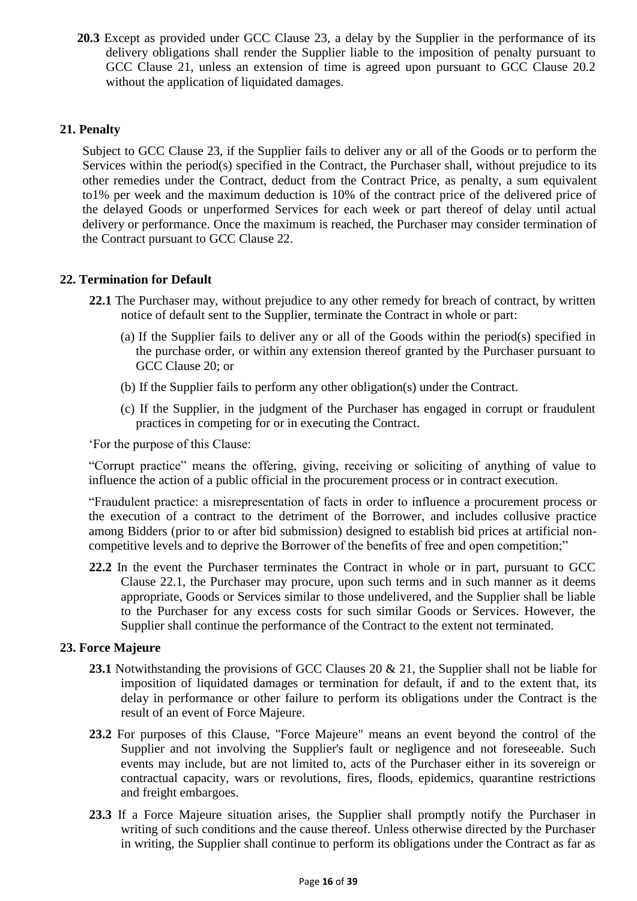**20.3** Except as provided under GCC Clause 23, a delay by the Supplier in the performance of its delivery obligations shall render the Supplier liable to the imposition of penalty pursuant to GCC Clause 21, unless an extension of time is agreed upon pursuant to GCC Clause 20.2 without the application of liquidated damages.

## 21. Penalty

Subject to GCC Clause 23, if the Supplier fails to deliver any or all of the Goods or to perform the Services within the period(s) specified in the Contract, the Purchaser shall, without prejudice to its other remedies under the Contract, deduct from the Contract Price, as penalty, a sum equivalent to1% per week and the maximum deduction is 10% of the contract price of the delivered price of the delayed Goods or unperformed Services for each week or part thereof of delay until actual delivery or performance. Once the maximum is reached, the Purchaser may consider termination of the Contract pursuant to GCC Clause 22.

## 22. Termination for Default

**22.1** The Purchaser may, without prejudice to any other remedy for breach of contract, by written notice of default sent to the Supplier, terminate the Contract in whole or part:

(a) If the Supplier fails to deliver any or all of the Goods within the period(s) specified in the purchase order, or within any extension thereof granted by the Purchaser pursuant to GCC Clause 20; or

(b) If the Supplier fails to perform any other obligation(s) under the Contract.

(c) If the Supplier, in the judgment of the Purchaser has engaged in corrupt or fraudulent practices in competing for or in executing the Contract.

'For the purpose of this Clause:

"Corrupt practice" means the offering, giving, receiving or soliciting of anything of value to influence the action of a public official in the procurement process or in contract execution.

"Fraudulent practice: a misrepresentation of facts in order to influence a procurement process or the execution of a contract to the detriment of the Borrower, and includes collusive practice among Bidders (prior to or after bid submission) designed to establish bid prices at artificial non-competitive levels and to deprive the Borrower of the benefits of free and open competition;"

**22.2** In the event the Purchaser terminates the Contract in whole or in part, pursuant to GCC Clause 22.1, the Purchaser may procure, upon such terms and in such manner as it deems appropriate, Goods or Services similar to those undelivered, and the Supplier shall be liable to the Purchaser for any excess costs for such similar Goods or Services. However, the Supplier shall continue the performance of the Contract to the extent not terminated.

## 23. Force Majeure

**23.1** Notwithstanding the provisions of GCC Clauses 20 & 21, the Supplier shall not be liable for imposition of liquidated damages or termination for default, if and to the extent that, its delay in performance or other failure to perform its obligations under the Contract is the result of an event of Force Majeure.

**23.2** For purposes of this Clause, "Force Majeure" means an event beyond the control of the Supplier and not involving the Supplier's fault or negligence and not foreseeable. Such events may include, but are not limited to, acts of the Purchaser either in its sovereign or contractual capacity, wars or revolutions, fires, floods, epidemics, quarantine restrictions and freight embargoes.

**23.3** If a Force Majeure situation arises, the Supplier shall promptly notify the Purchaser in writing of such conditions and the cause thereof. Unless otherwise directed by the Purchaser in writing, the Supplier shall continue to perform its obligations under the Contract as far as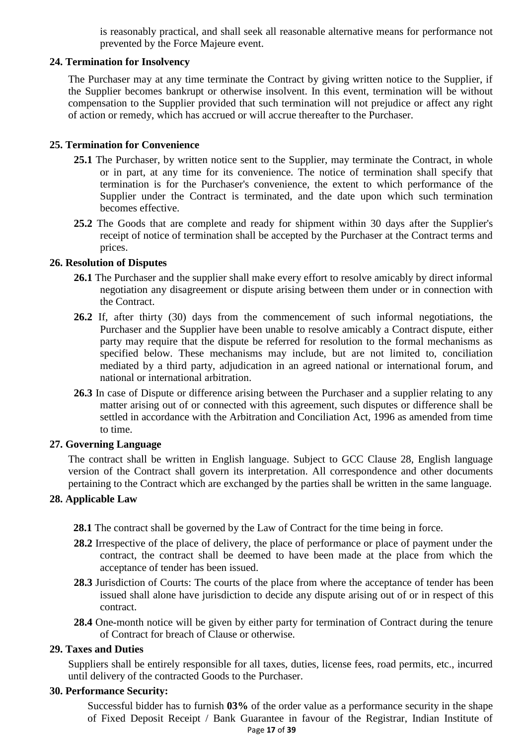is reasonably practical, and shall seek all reasonable alternative means for performance not prevented by the Force Majeure event.

### 24. Termination for Insolvency

The Purchaser may at any time terminate the Contract by giving written notice to the Supplier, if the Supplier becomes bankrupt or otherwise insolvent. In this event, termination will be without compensation to the Supplier provided that such termination will not prejudice or affect any right of action or remedy, which has accrued or will accrue thereafter to the Purchaser.

### 25. Termination for Convenience

**25.1** The Purchaser, by written notice sent to the Supplier, may terminate the Contract, in whole or in part, at any time for its convenience. The notice of termination shall specify that termination is for the Purchaser's convenience, the extent to which performance of the Supplier under the Contract is terminated, and the date upon which such termination becomes effective.

**25.2** The Goods that are complete and ready for shipment within 30 days after the Supplier's receipt of notice of termination shall be accepted by the Purchaser at the Contract terms and prices.

### 26. Resolution of Disputes

**26.1** The Purchaser and the supplier shall make every effort to resolve amicably by direct informal negotiation any disagreement or dispute arising between them under or in connection with the Contract.

**26.2** If, after thirty (30) days from the commencement of such informal negotiations, the Purchaser and the Supplier have been unable to resolve amicably a Contract dispute, either party may require that the dispute be referred for resolution to the formal mechanisms as specified below. These mechanisms may include, but are not limited to, conciliation mediated by a third party, adjudication in an agreed national or international forum, and national or international arbitration.

**26.3** In case of Dispute or difference arising between the Purchaser and a supplier relating to any matter arising out of or connected with this agreement, such disputes or difference shall be settled in accordance with the Arbitration and Conciliation Act, 1996 as amended from time to time.

### 27. Governing Language

The contract shall be written in English language. Subject to GCC Clause 28, English language version of the Contract shall govern its interpretation. All correspondence and other documents pertaining to the Contract which are exchanged by the parties shall be written in the same language.

### 28. Applicable Law

**28.1** The contract shall be governed by the Law of Contract for the time being in force.

**28.2** Irrespective of the place of delivery, the place of performance or place of payment under the contract, the contract shall be deemed to have been made at the place from which the acceptance of tender has been issued.

**28.3** Jurisdiction of Courts: The courts of the place from where the acceptance of tender has been issued shall alone have jurisdiction to decide any dispute arising out of or in respect of this contract.

**28.4** One-month notice will be given by either party for termination of Contract during the tenure of Contract for breach of Clause or otherwise.

### 29. Taxes and Duties

Suppliers shall be entirely responsible for all taxes, duties, license fees, road permits, etc., incurred until delivery of the contracted Goods to the Purchaser.

### 30. Performance Security:

Successful bidder has to furnish **03%** of the order value as a performance security in the shape of Fixed Deposit Receipt / Bank Guarantee in favour of the Registrar, Indian Institute of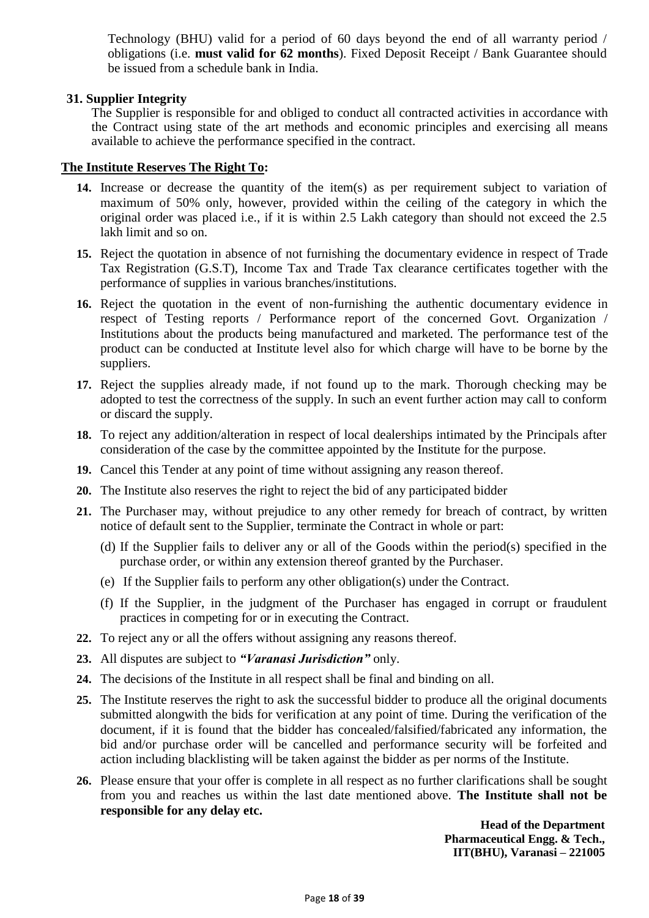Technology (BHU) valid for a period of 60 days beyond the end of all warranty period / obligations (i.e. **must valid for 62 months**). Fixed Deposit Receipt / Bank Guarantee should be issued from a schedule bank in India.

**31. Supplier Integrity**

The Supplier is responsible for and obliged to conduct all contracted activities in accordance with the Contract using state of the art methods and economic principles and exercising all means available to achieve the performance specified in the contract.

**The Institute Reserves The Right To:**

**14.** Increase or decrease the quantity of the item(s) as per requirement subject to variation of maximum of 50% only, however, provided within the ceiling of the category in which the original order was placed i.e., if it is within 2.5 Lakh category than should not exceed the 2.5 lakh limit and so on.

**15.** Reject the quotation in absence of not furnishing the documentary evidence in respect of Trade Tax Registration (G.S.T), Income Tax and Trade Tax clearance certificates together with the performance of supplies in various branches/institutions.

**16.** Reject the quotation in the event of non-furnishing the authentic documentary evidence in respect of Testing reports / Performance report of the concerned Govt. Organization / Institutions about the products being manufactured and marketed. The performance test of the product can be conducted at Institute level also for which charge will have to be borne by the suppliers.

**17.** Reject the supplies already made, if not found up to the mark. Thorough checking may be adopted to test the correctness of the supply. In such an event further action may call to conform or discard the supply.

**18.** To reject any addition/alteration in respect of local dealerships intimated by the Principals after consideration of the case by the committee appointed by the Institute for the purpose.

**19.** Cancel this Tender at any point of time without assigning any reason thereof.

**20.** The Institute also reserves the right to reject the bid of any participated bidder

**21.** The Purchaser may, without prejudice to any other remedy for breach of contract, by written notice of default sent to the Supplier, terminate the Contract in whole or part:

(d) If the Supplier fails to deliver any or all of the Goods within the period(s) specified in the purchase order, or within any extension thereof granted by the Purchaser.

(e) If the Supplier fails to perform any other obligation(s) under the Contract.

(f) If the Supplier, in the judgment of the Purchaser has engaged in corrupt or fraudulent practices in competing for or in executing the Contract.

**22.** To reject any or all the offers without assigning any reasons thereof.

**23.** All disputes are subject to ***"Varanasi Jurisdiction"*** only.

**24.** The decisions of the Institute in all respect shall be final and binding on all.

**25.** The Institute reserves the right to ask the successful bidder to produce all the original documents submitted alongwith the bids for verification at any point of time. During the verification of the document, if it is found that the bidder has concealed/falsified/fabricated any information, the bid and/or purchase order will be cancelled and performance security will be forfeited and action including blacklisting will be taken against the bidder as per norms of the Institute.

**26.** Please ensure that your offer is complete in all respect as no further clarifications shall be sought from you and reaches us within the last date mentioned above. **The Institute shall not be responsible for any delay etc.**

**Head of the Department**
**Pharmaceutical Engg. & Tech.,**
**IIT(BHU), Varanasi – 221005**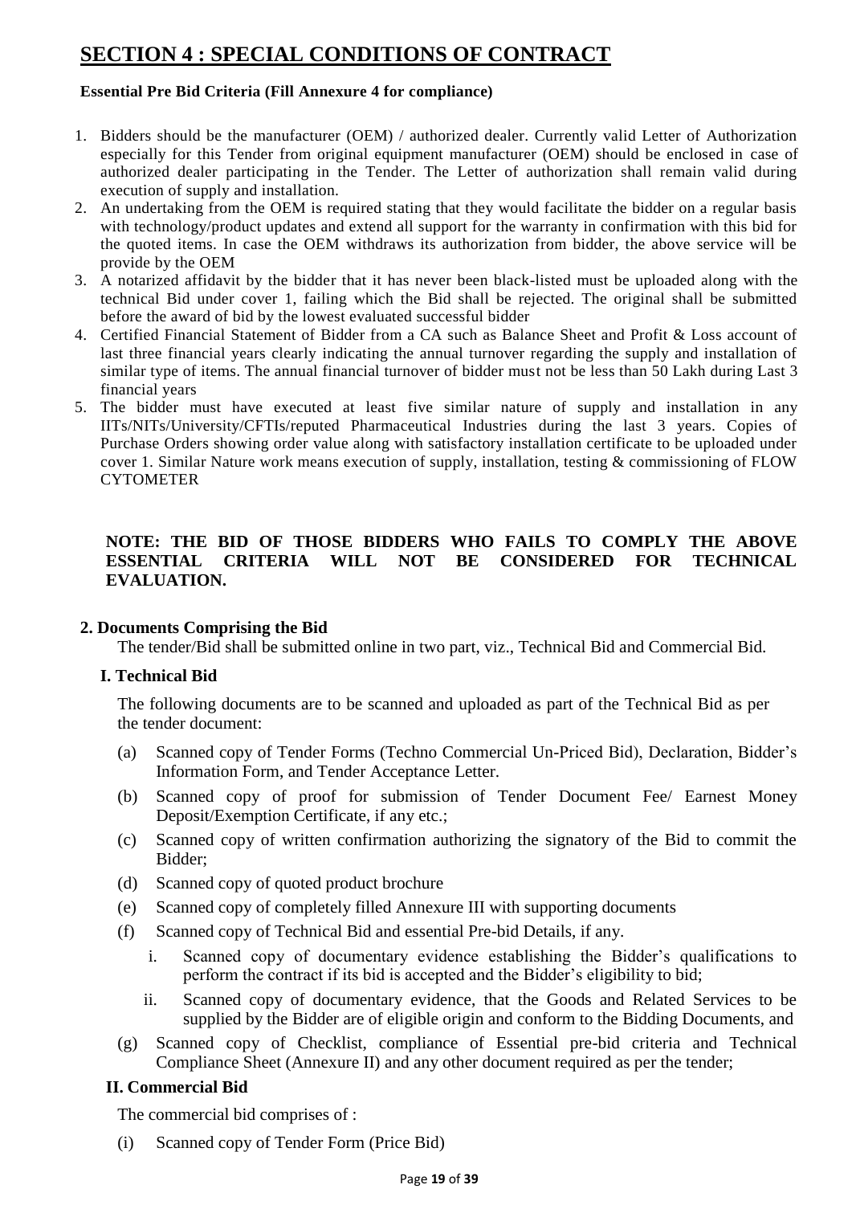# SECTION 4 : SPECIAL CONDITIONS OF CONTRACT

**Essential Pre Bid Criteria (Fill Annexure 4 for compliance)**

1. Bidders should be the manufacturer (OEM) / authorized dealer. Currently valid Letter of Authorization especially for this Tender from original equipment manufacturer (OEM) should be enclosed in case of authorized dealer participating in the Tender. The Letter of authorization shall remain valid during execution of supply and installation.
2. An undertaking from the OEM is required stating that they would facilitate the bidder on a regular basis with technology/product updates and extend all support for the warranty in confirmation with this bid for the quoted items. In case the OEM withdraws its authorization from bidder, the above service will be provide by the OEM
3. A notarized affidavit by the bidder that it has never been black-listed must be uploaded along with the technical Bid under cover 1, failing which the Bid shall be rejected. The original shall be submitted before the award of bid by the lowest evaluated successful bidder
4. Certified Financial Statement of Bidder from a CA such as Balance Sheet and Profit & Loss account of last three financial years clearly indicating the annual turnover regarding the supply and installation of similar type of items. The annual financial turnover of bidder must not be less than 50 Lakh during Last 3 financial years
5. The bidder must have executed at least five similar nature of supply and installation in any IITs/NITs/University/CFTIs/reputed Pharmaceutical Industries during the last 3 years. Copies of Purchase Orders showing order value along with satisfactory installation certificate to be uploaded under cover 1. Similar Nature work means execution of supply, installation, testing & commissioning of FLOW CYTOMETER

**NOTE: THE BID OF THOSE BIDDERS WHO FAILS TO COMPLY THE ABOVE ESSENTIAL CRITERIA WILL NOT BE CONSIDERED FOR TECHNICAL EVALUATION.**

**2. Documents Comprising the Bid**

The tender/Bid shall be submitted online in two part, viz., Technical Bid and Commercial Bid.

**I. Technical Bid**

The following documents are to be scanned and uploaded as part of the Technical Bid as per the tender document:

(a) Scanned copy of Tender Forms (Techno Commercial Un-Priced Bid), Declaration, Bidder's Information Form, and Tender Acceptance Letter.

(b) Scanned copy of proof for submission of Tender Document Fee/ Earnest Money Deposit/Exemption Certificate, if any etc.;

(c) Scanned copy of written confirmation authorizing the signatory of the Bid to commit the Bidder;

(d) Scanned copy of quoted product brochure

(e) Scanned copy of completely filled Annexure III with supporting documents

(f) Scanned copy of Technical Bid and essential Pre-bid Details, if any.

  i. Scanned copy of documentary evidence establishing the Bidder's qualifications to perform the contract if its bid is accepted and the Bidder's eligibility to bid;

  ii. Scanned copy of documentary evidence, that the Goods and Related Services to be supplied by the Bidder are of eligible origin and conform to the Bidding Documents, and

(g) Scanned copy of Checklist, compliance of Essential pre-bid criteria and Technical Compliance Sheet (Annexure II) and any other document required as per the tender;

**II. Commercial Bid**

The commercial bid comprises of :

(i) Scanned copy of Tender Form (Price Bid)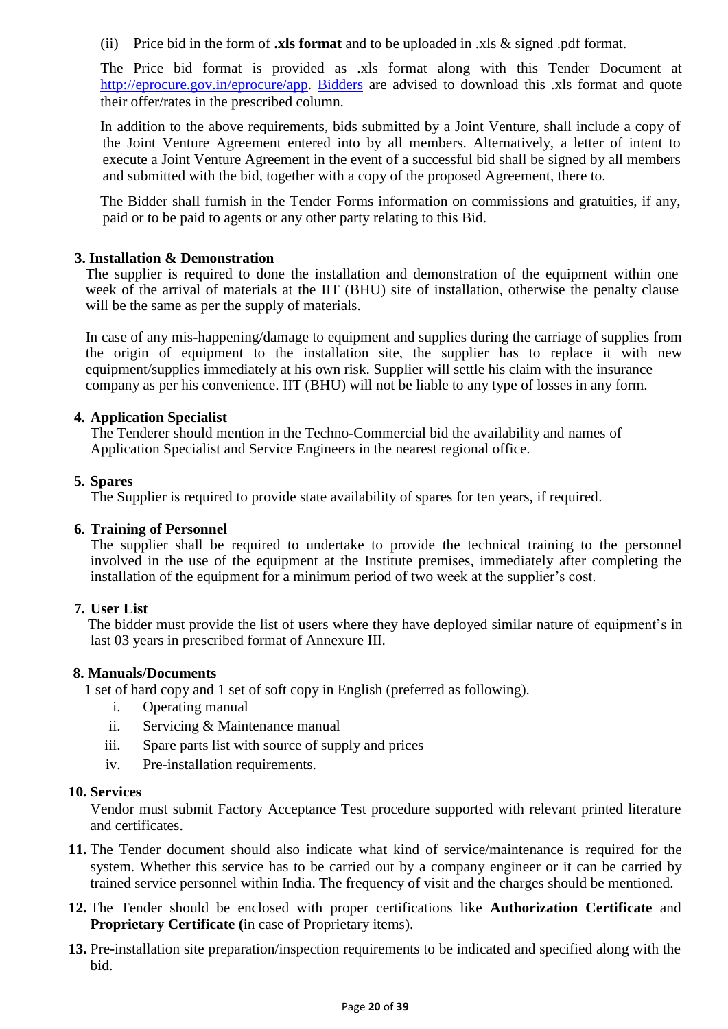(ii) Price bid in the form of **.xls format** and to be uploaded in .xls & signed .pdf format.

The Price bid format is provided as .xls format along with this Tender Document at http://eprocure.gov.in/eprocure/app. Bidders are advised to download this .xls format and quote their offer/rates in the prescribed column.

In addition to the above requirements, bids submitted by a Joint Venture, shall include a copy of the Joint Venture Agreement entered into by all members. Alternatively, a letter of intent to execute a Joint Venture Agreement in the event of a successful bid shall be signed by all members and submitted with the bid, together with a copy of the proposed Agreement, there to.

The Bidder shall furnish in the Tender Forms information on commissions and gratuities, if any, paid or to be paid to agents or any other party relating to this Bid.

**3. Installation & Demonstration**

The supplier is required to done the installation and demonstration of the equipment within one week of the arrival of materials at the IIT (BHU) site of installation, otherwise the penalty clause will be the same as per the supply of materials.

In case of any mis-happening/damage to equipment and supplies during the carriage of supplies from the origin of equipment to the installation site, the supplier has to replace it with new equipment/supplies immediately at his own risk. Supplier will settle his claim with the insurance company as per his convenience. IIT (BHU) will not be liable to any type of losses in any form.

**4. Application Specialist**

The Tenderer should mention in the Techno-Commercial bid the availability and names of Application Specialist and Service Engineers in the nearest regional office.

**5. Spares**

The Supplier is required to provide state availability of spares for ten years, if required.

**6. Training of Personnel**

The supplier shall be required to undertake to provide the technical training to the personnel involved in the use of the equipment at the Institute premises, immediately after completing the installation of the equipment for a minimum period of two week at the supplier's cost.

**7. User List**

The bidder must provide the list of users where they have deployed similar nature of equipment's in last 03 years in prescribed format of Annexure III.

**8. Manuals/Documents**

1 set of hard copy and 1 set of soft copy in English (preferred as following).

i. Operating manual
ii. Servicing & Maintenance manual
iii. Spare parts list with source of supply and prices
iv. Pre-installation requirements.

**10. Services**

Vendor must submit Factory Acceptance Test procedure supported with relevant printed literature and certificates.

**11.** The Tender document should also indicate what kind of service/maintenance is required for the system. Whether this service has to be carried out by a company engineer or it can be carried by trained service personnel within India. The frequency of visit and the charges should be mentioned.

**12.** The Tender should be enclosed with proper certifications like **Authorization Certificate** and **Proprietary Certificate (**in case of Proprietary items).

**13.** Pre-installation site preparation/inspection requirements to be indicated and specified along with the bid.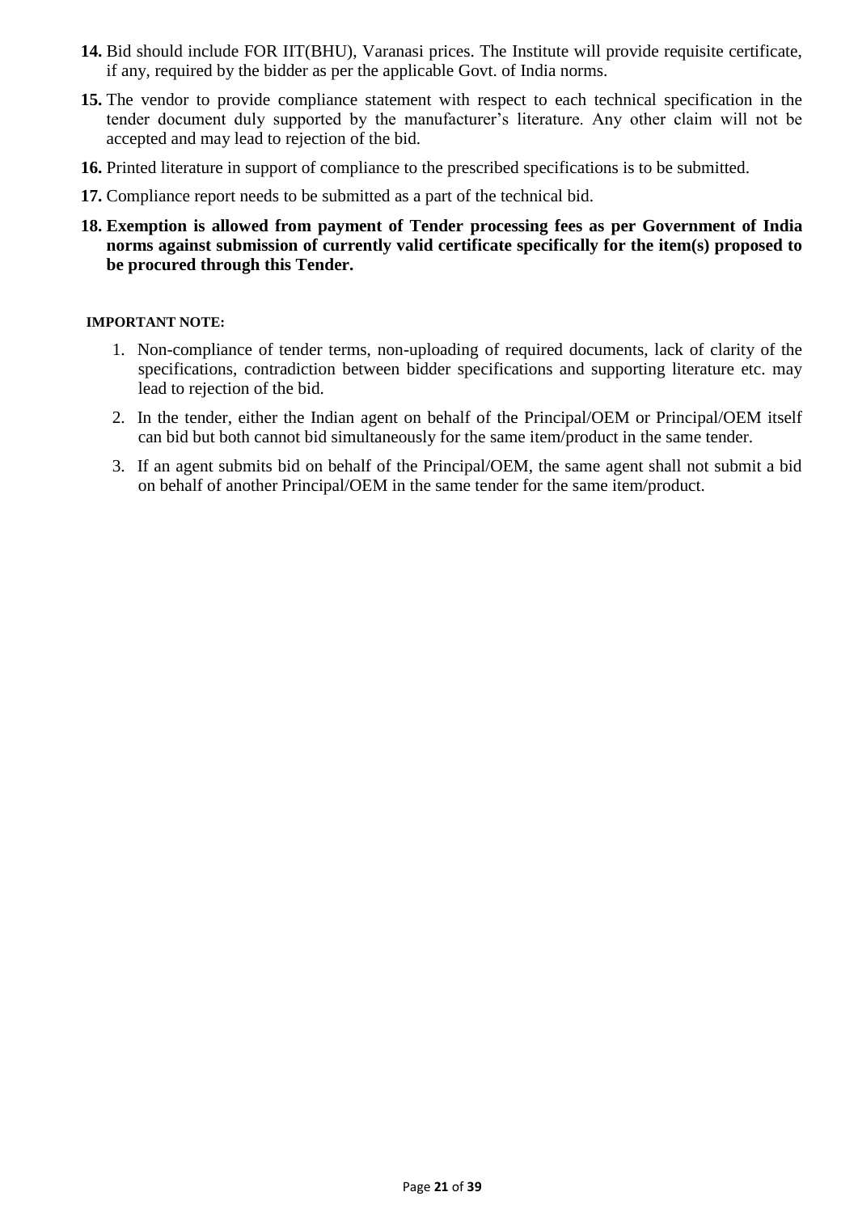**14.** Bid should include FOR IIT(BHU), Varanasi prices. The Institute will provide requisite certificate, if any, required by the bidder as per the applicable Govt. of India norms.

**15.** The vendor to provide compliance statement with respect to each technical specification in the tender document duly supported by the manufacturer's literature. Any other claim will not be accepted and may lead to rejection of the bid.

**16.** Printed literature in support of compliance to the prescribed specifications is to be submitted.

**17.** Compliance report needs to be submitted as a part of the technical bid.

**18. Exemption is allowed from payment of Tender processing fees as per Government of India norms against submission of currently valid certificate specifically for the item(s) proposed to be procured through this Tender.**

**IMPORTANT NOTE:**

1. Non-compliance of tender terms, non-uploading of required documents, lack of clarity of the specifications, contradiction between bidder specifications and supporting literature etc. may lead to rejection of the bid.
2. In the tender, either the Indian agent on behalf of the Principal/OEM or Principal/OEM itself can bid but both cannot bid simultaneously for the same item/product in the same tender.
3. If an agent submits bid on behalf of the Principal/OEM, the same agent shall not submit a bid on behalf of another Principal/OEM in the same tender for the same item/product.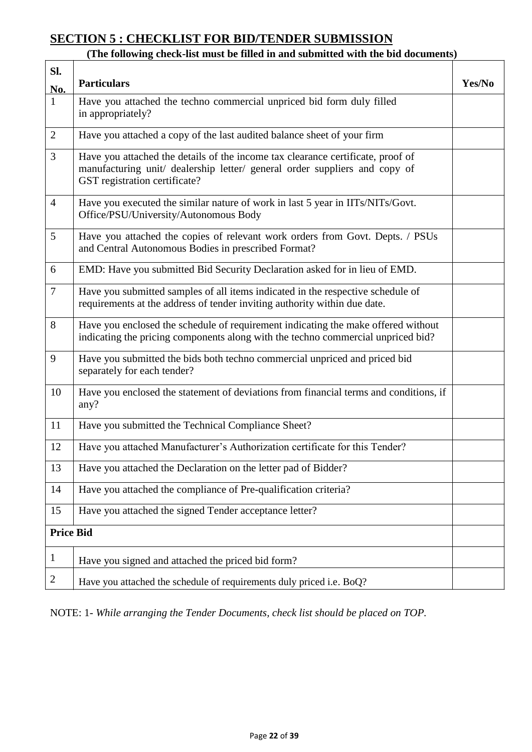## SECTION 5 : CHECKLIST FOR BID/TENDER SUBMISSION

**(The following check-list must be filled in and submitted with the bid documents)**

| Sl. No. | Particulars | Yes/No |
|---|---|---|
| 1 | Have you attached the techno commercial unpriced bid form duly filled in appropriately? | |
| 2 | Have you attached a copy of the last audited balance sheet of your firm | |
| 3 | Have you attached the details of the income tax clearance certificate, proof of manufacturing unit/ dealership letter/ general order suppliers and copy of GST registration certificate? | |
| 4 | Have you executed the similar nature of work in last 5 year in IITs/NITs/Govt. Office/PSU/University/Autonomous Body | |
| 5 | Have you attached the copies of relevant work orders from Govt. Depts. / PSUs and Central Autonomous Bodies in prescribed Format? | |
| 6 | EMD: Have you submitted Bid Security Declaration asked for in lieu of EMD. | |
| 7 | Have you submitted samples of all items indicated in the respective schedule of requirements at the address of tender inviting authority within due date. | |
| 8 | Have you enclosed the schedule of requirement indicating the make offered without indicating the pricing components along with the techno commercial unpriced bid? | |
| 9 | Have you submitted the bids both techno commercial unpriced and priced bid separately for each tender? | |
| 10 | Have you enclosed the statement of deviations from financial terms and conditions, if any? | |
| 11 | Have you submitted the Technical Compliance Sheet? | |
| 12 | Have you attached Manufacturer's Authorization certificate for this Tender? | |
| 13 | Have you attached the Declaration on the letter pad of Bidder? | |
| 14 | Have you attached the compliance of Pre-qualification criteria? | |
| 15 | Have you attached the signed Tender acceptance letter? | |
| **Price Bid** | | |
| 1 | Have you signed and attached the priced bid form? | |
| 2 | Have you attached the schedule of requirements duly priced i.e. BoQ? | |

NOTE: 1- *While arranging the Tender Documents, check list should be placed on TOP.*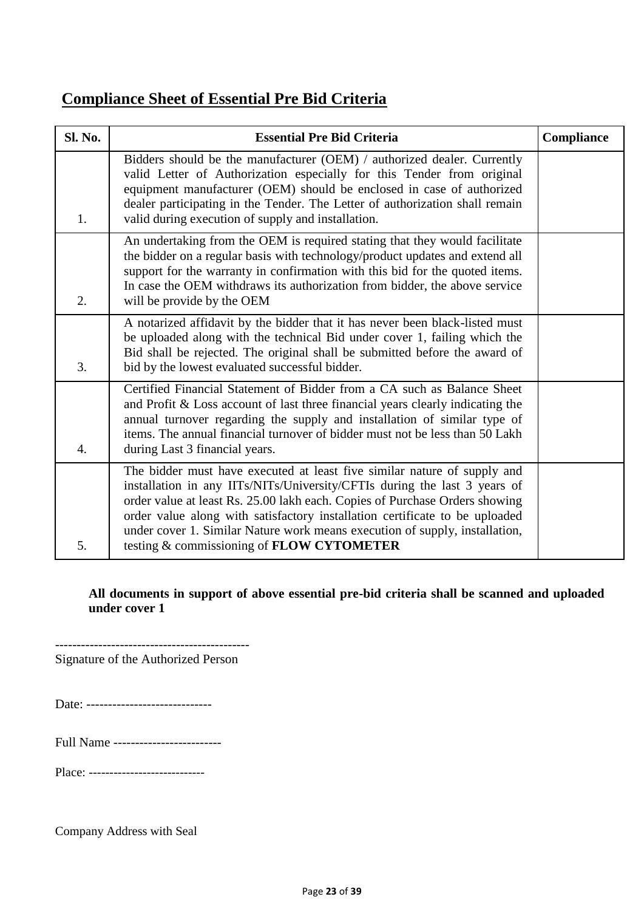## Compliance Sheet of Essential Pre Bid Criteria

| Sl. No. | Essential Pre Bid Criteria | Compliance |
|---|---|---|
| 1. | Bidders should be the manufacturer (OEM) / authorized dealer. Currently valid Letter of Authorization especially for this Tender from original equipment manufacturer (OEM) should be enclosed in case of authorized dealer participating in the Tender. The Letter of authorization shall remain valid during execution of supply and installation. | |
| 2. | An undertaking from the OEM is required stating that they would facilitate the bidder on a regular basis with technology/product updates and extend all support for the warranty in confirmation with this bid for the quoted items. In case the OEM withdraws its authorization from bidder, the above service will be provide by the OEM | |
| 3. | A notarized affidavit by the bidder that it has never been black-listed must be uploaded along with the technical Bid under cover 1, failing which the Bid shall be rejected. The original shall be submitted before the award of bid by the lowest evaluated successful bidder. | |
| 4. | Certified Financial Statement of Bidder from a CA such as Balance Sheet and Profit & Loss account of last three financial years clearly indicating the annual turnover regarding the supply and installation of similar type of items. The annual financial turnover of bidder must not be less than 50 Lakh during Last 3 financial years. | |
| 5. | The bidder must have executed at least five similar nature of supply and installation in any IITs/NITs/University/CFTIs during the last 3 years of order value at least Rs. 25.00 lakh each. Copies of Purchase Orders showing order value along with satisfactory installation certificate to be uploaded under cover 1. Similar Nature work means execution of supply, installation, testing & commissioning of **FLOW CYTOMETER** | |

**All documents in support of above essential pre-bid criteria shall be scanned and uploaded under cover 1**

---------------------------------------------

Signature of the Authorized Person

Date: -----------------------------

Full Name -------------------------

Place: ----------------------------

Company Address with Seal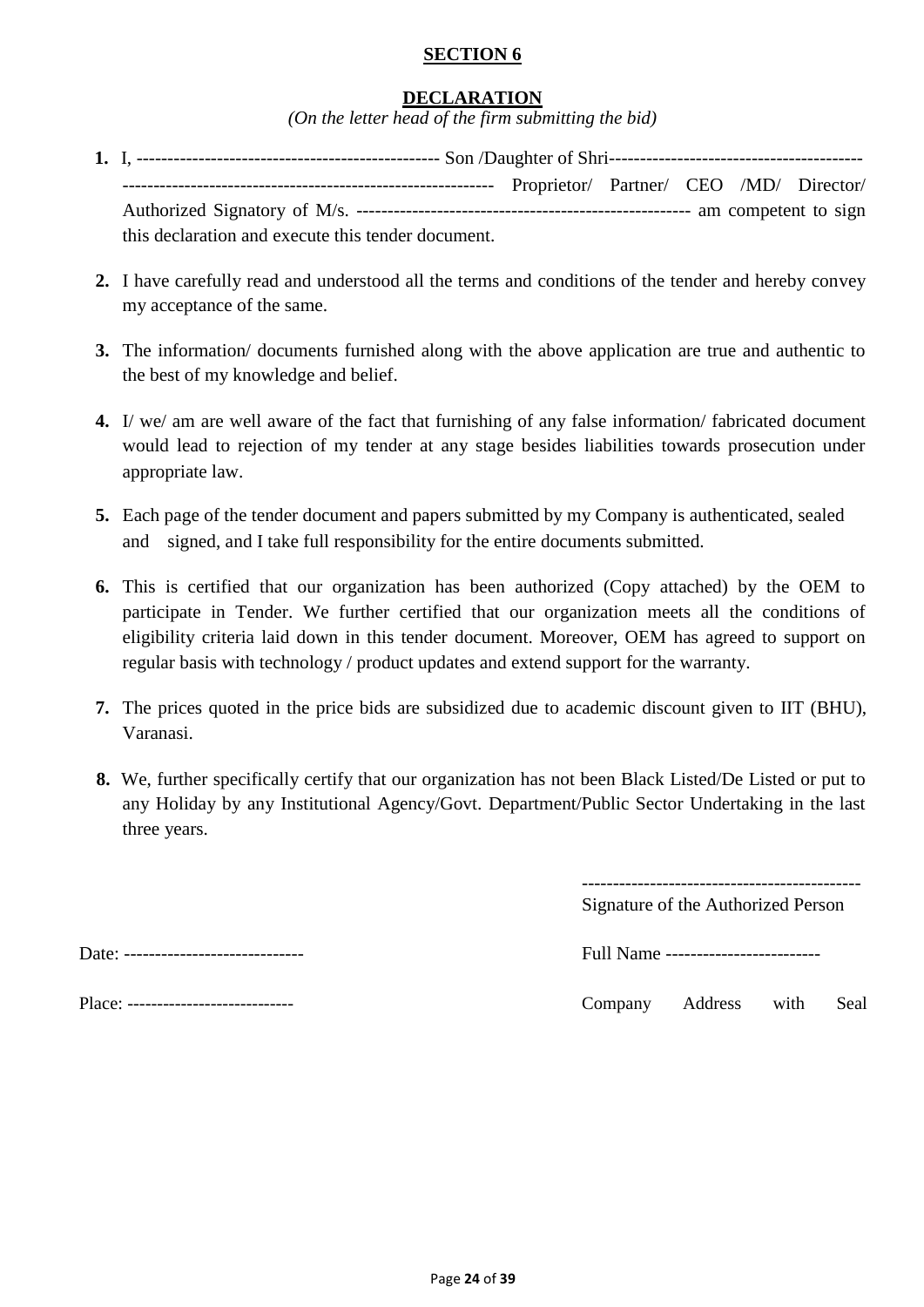## SECTION 6

## DECLARATION

*(On the letter head of the firm submitting the bid)*

1. I, ------------------------------------------------ Son /Daughter of Shri---------------------------------------- ---------------------------------------------------------- Proprietor/ Partner/ CEO /MD/ Director/ Authorized Signatory of M/s. ---------------------------------------------------- am competent to sign this declaration and execute this tender document.

2. I have carefully read and understood all the terms and conditions of the tender and hereby convey my acceptance of the same.

3. The information/ documents furnished along with the above application are true and authentic to the best of my knowledge and belief.

4. I/ we/ am are well aware of the fact that furnishing of any false information/ fabricated document would lead to rejection of my tender at any stage besides liabilities towards prosecution under appropriate law.

5. Each page of the tender document and papers submitted by my Company is authenticated, sealed and signed, and I take full responsibility for the entire documents submitted.

6. This is certified that our organization has been authorized (Copy attached) by the OEM to participate in Tender. We further certified that our organization meets all the conditions of eligibility criteria laid down in this tender document. Moreover, OEM has agreed to support on regular basis with technology / product updates and extend support for the warranty.

7. The prices quoted in the price bids are subsidized due to academic discount given to IIT (BHU), Varanasi.

8. We, further specifically certify that our organization has not been Black Listed/De Listed or put to any Holiday by any Institutional Agency/Govt. Department/Public Sector Undertaking in the last three years.

--------------------------------------------
Signature of the Authorized Person

Date: -----------------------------

Full Name -------------------------

Place: ---------------------------

Company Address with Seal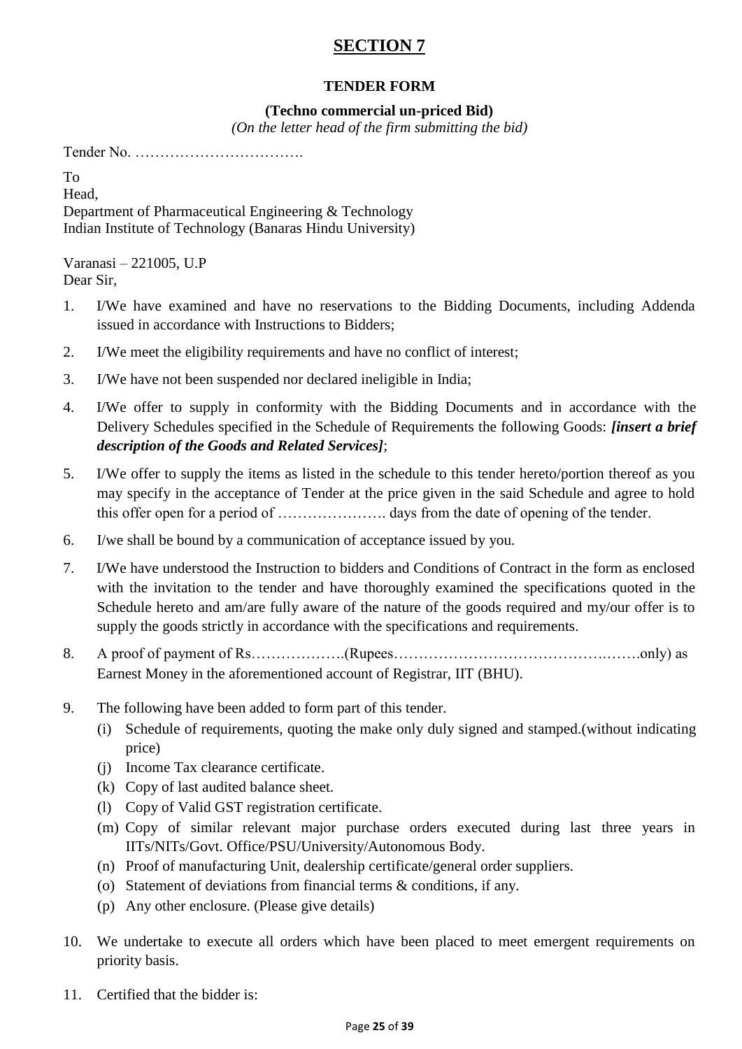# SECTION 7

**TENDER FORM**

**(Techno commercial un-priced Bid)**

*(On the letter head of the firm submitting the bid)*

Tender No. …………………………….

To
Head,
Department of Pharmaceutical Engineering & Technology
Indian Institute of Technology (Banaras Hindu University)

Varanasi – 221005, U.P
Dear Sir,

1. I/We have examined and have no reservations to the Bidding Documents, including Addenda issued in accordance with Instructions to Bidders;
2. I/We meet the eligibility requirements and have no conflict of interest;
3. I/We have not been suspended nor declared ineligible in India;
4. I/We offer to supply in conformity with the Bidding Documents and in accordance with the Delivery Schedules specified in the Schedule of Requirements the following Goods: ***[insert a brief description of the Goods and Related Services]***;
5. I/We offer to supply the items as listed in the schedule to this tender hereto/portion thereof as you may specify in the acceptance of Tender at the price given in the said Schedule and agree to hold this offer open for a period of …………………. days from the date of opening of the tender.
6. I/we shall be bound by a communication of acceptance issued by you.
7. I/We have understood the Instruction to bidders and Conditions of Contract in the form as enclosed with the invitation to the tender and have thoroughly examined the specifications quoted in the Schedule hereto and am/are fully aware of the nature of the goods required and my/our offer is to supply the goods strictly in accordance with the specifications and requirements.
8. A proof of payment of Rs……………….(Rupees…………………………………….…….only) as Earnest Money in the aforementioned account of Registrar, IIT (BHU).
9. The following have been added to form part of this tender.
   - (i) Schedule of requirements, quoting the make only duly signed and stamped.(without indicating price)
   - (j) Income Tax clearance certificate.
   - (k) Copy of last audited balance sheet.
   - (l) Copy of Valid GST registration certificate.
   - (m) Copy of similar relevant major purchase orders executed during last three years in IITs/NITs/Govt. Office/PSU/University/Autonomous Body.
   - (n) Proof of manufacturing Unit, dealership certificate/general order suppliers.
   - (o) Statement of deviations from financial terms & conditions, if any.
   - (p) Any other enclosure. (Please give details)
10. We undertake to execute all orders which have been placed to meet emergent requirements on priority basis.
11. Certified that the bidder is: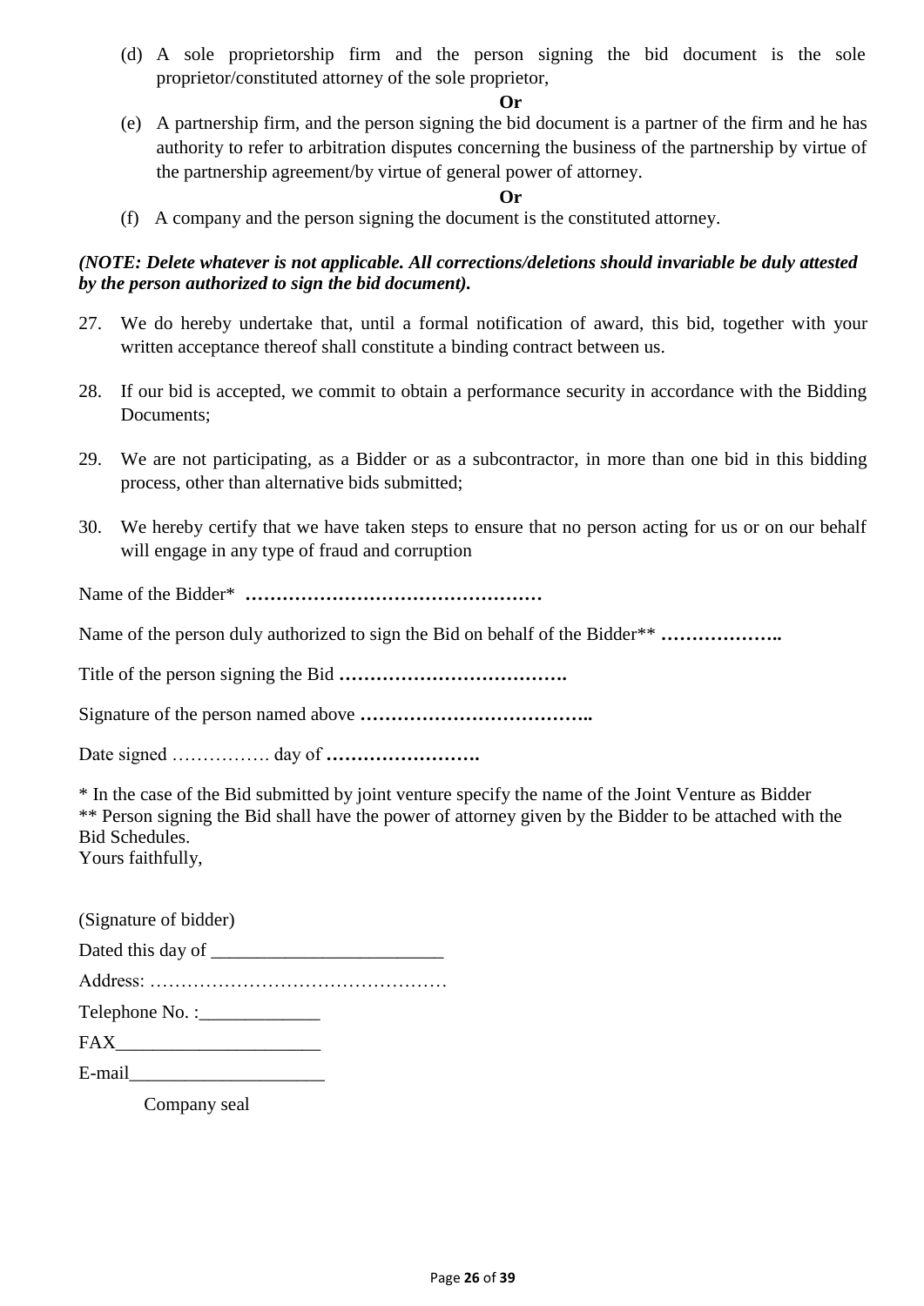(d) A sole proprietorship firm and the person signing the bid document is the sole proprietor/constituted attorney of the sole proprietor,

**Or**

(e) A partnership firm, and the person signing the bid document is a partner of the firm and he has authority to refer to arbitration disputes concerning the business of the partnership by virtue of the partnership agreement/by virtue of general power of attorney.

**Or**

(f) A company and the person signing the document is the constituted attorney.

***(NOTE: Delete whatever is not applicable. All corrections/deletions should invariable be duly attested by the person authorized to sign the bid document).***

27. We do hereby undertake that, until a formal notification of award, this bid, together with your written acceptance thereof shall constitute a binding contract between us.

28. If our bid is accepted, we commit to obtain a performance security in accordance with the Bidding Documents;

29. We are not participating, as a Bidder or as a subcontractor, in more than one bid in this bidding process, other than alternative bids submitted;

30. We hereby certify that we have taken steps to ensure that no person acting for us or on our behalf will engage in any type of fraud and corruption

Name of the Bidder* **…………………………………………**

Name of the person duly authorized to sign the Bid on behalf of the Bidder** **………………..**

Title of the person signing the Bid **……………………………….**

Signature of the person named above **………………………………..**

Date signed ……………. day of **…………………….**

* In the case of the Bid submitted by joint venture specify the name of the Joint Venture as Bidder
** Person signing the Bid shall have the power of attorney given by the Bidder to be attached with the Bid Schedules.

Yours faithfully,

(Signature of bidder)

Dated this day of ________________________

Address: …………………………………………

Telephone No. :_____________

FAX_____________________

E-mail____________________

Company seal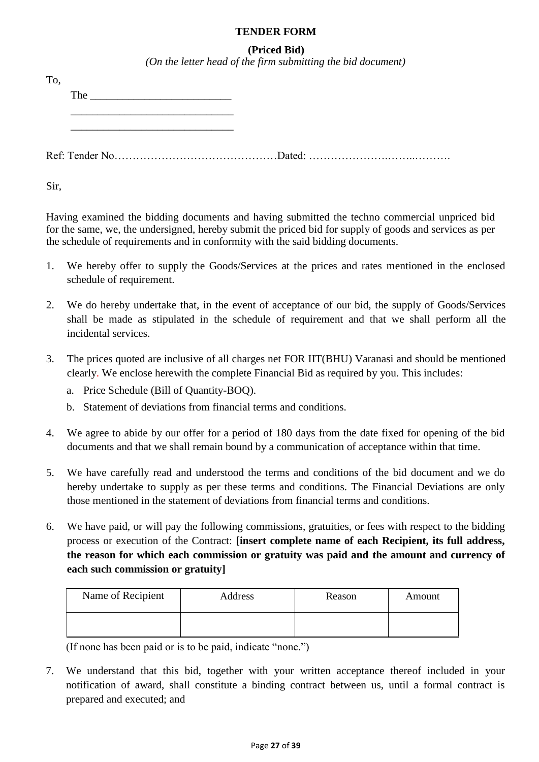**TENDER FORM**

**(Priced Bid)**

*(On the letter head of the firm submitting the bid document)*

To,

The ___________________________

_______________________________

_______________________________

Ref: Tender No………………………………………Dated: ……………………….……..……….

Sir,

Having examined the bidding documents and having submitted the techno commercial unpriced bid for the same, we, the undersigned, hereby submit the priced bid for supply of goods and services as per the schedule of requirements and in conformity with the said bidding documents.

1. We hereby offer to supply the Goods/Services at the prices and rates mentioned in the enclosed schedule of requirement.

2. We do hereby undertake that, in the event of acceptance of our bid, the supply of Goods/Services shall be made as stipulated in the schedule of requirement and that we shall perform all the incidental services.

3. The prices quoted are inclusive of all charges net FOR IIT(BHU) Varanasi and should be mentioned clearly. We enclose herewith the complete Financial Bid as required by you. This includes:
   a. Price Schedule (Bill of Quantity-BOQ).
   b. Statement of deviations from financial terms and conditions.

4. We agree to abide by our offer for a period of 180 days from the date fixed for opening of the bid documents and that we shall remain bound by a communication of acceptance within that time.

5. We have carefully read and understood the terms and conditions of the bid document and we do hereby undertake to supply as per these terms and conditions. The Financial Deviations are only those mentioned in the statement of deviations from financial terms and conditions.

6. We have paid, or will pay the following commissions, gratuities, or fees with respect to the bidding process or execution of the Contract: **[insert complete name of each Recipient, its full address, the reason for which each commission or gratuity was paid and the amount and currency of each such commission or gratuity]**

| Name of Recipient | Address | Reason | Amount |
|---|---|---|---|
| | | | |

(If none has been paid or is to be paid, indicate "none.")

7. We understand that this bid, together with your written acceptance thereof included in your notification of award, shall constitute a binding contract between us, until a formal contract is prepared and executed; and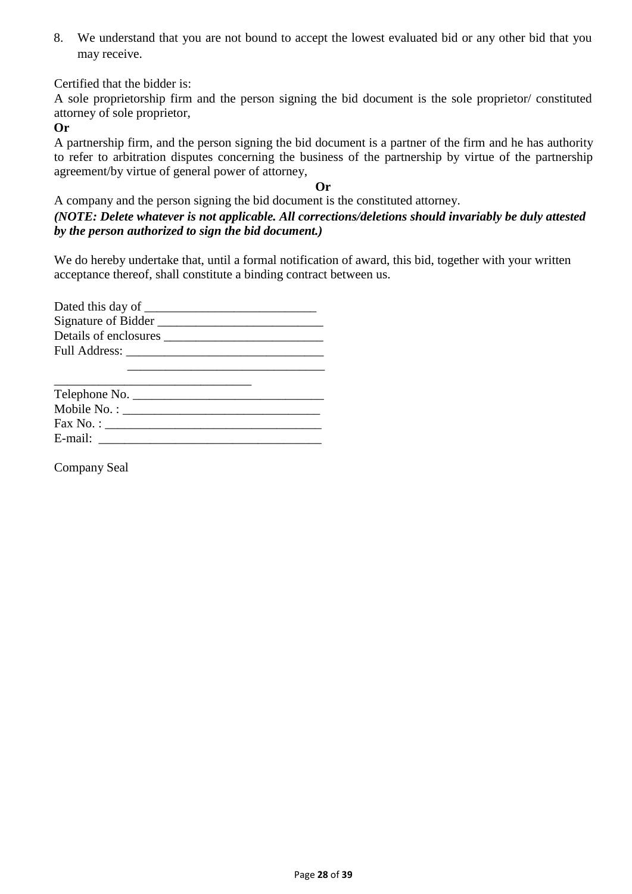8. We understand that you are not bound to accept the lowest evaluated bid or any other bid that you may receive.

Certified that the bidder is:

A sole proprietorship firm and the person signing the bid document is the sole proprietor/ constituted attorney of sole proprietor,

**Or**

A partnership firm, and the person signing the bid document is a partner of the firm and he has authority to refer to arbitration disputes concerning the business of the partnership by virtue of the partnership agreement/by virtue of general power of attorney,

**Or**

A company and the person signing the bid document is the constituted attorney.

***(NOTE: Delete whatever is not applicable. All corrections/deletions should invariably be duly attested by the person authorized to sign the bid document.)***

We do hereby undertake that, until a formal notification of award, this bid, together with your written acceptance thereof, shall constitute a binding contract between us.

Dated this day of ___________________________

Signature of Bidder __________________________

Details of enclosures _________________________

Full Address: _______________________________

_______________________________

_______________________________

Telephone No. ______________________________

Mobile No. : _______________________________

Fax No. : __________________________________

E-mail: ___________________________________

Company Seal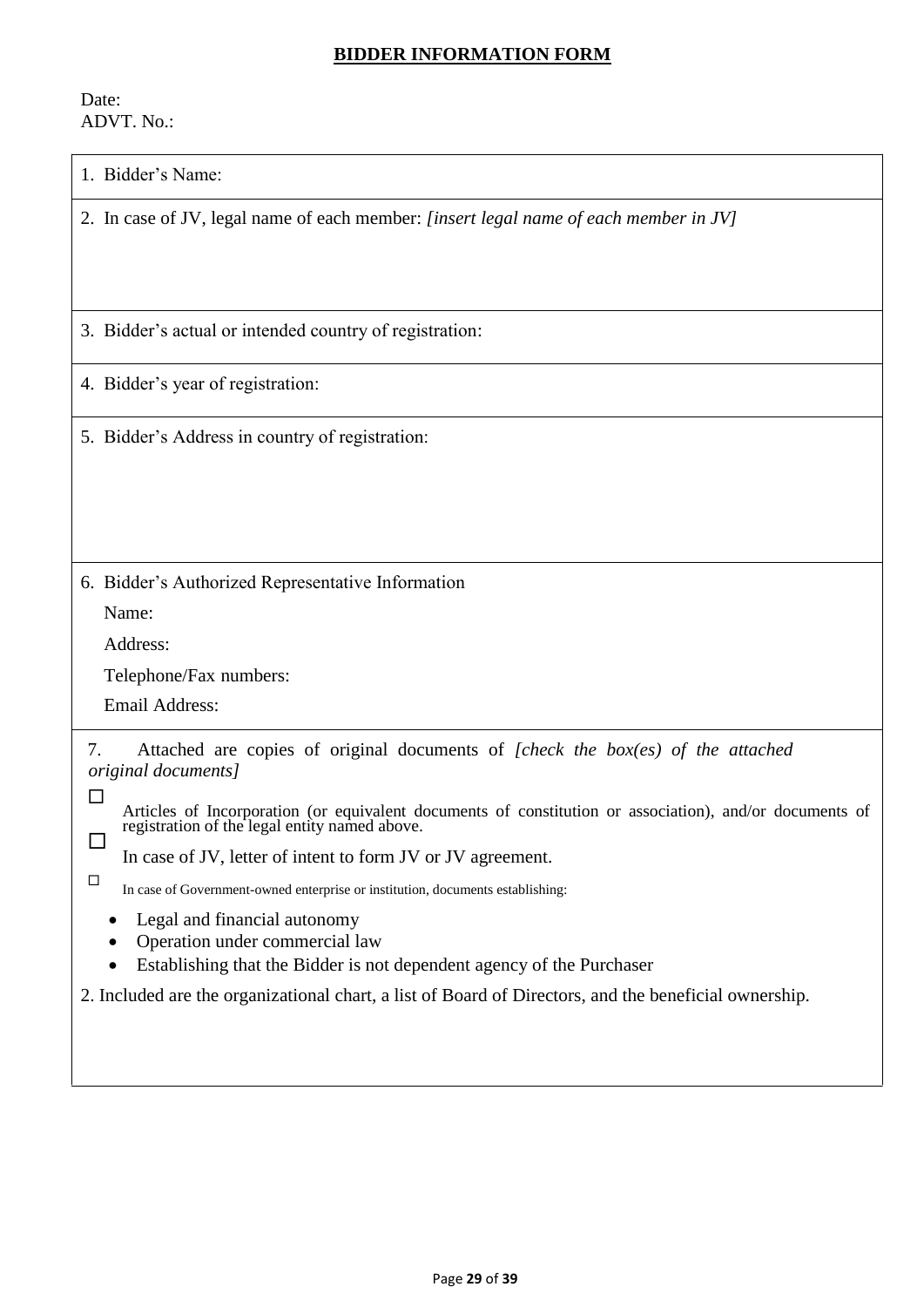## **BIDDER INFORMATION FORM**

Date:
ADVT. No.:

| 1. Bidder's Name: |
|---|
| 2. In case of JV, legal name of each member: *[insert legal name of each member in JV]* |
| 3. Bidder's actual or intended country of registration: |
| 4. Bidder's year of registration: |
| 5. Bidder's Address in country of registration: |
| 6. Bidder's Authorized Representative Information<br>Name:<br>Address:<br>Telephone/Fax numbers:<br>Email Address: |
| 7. Attached are copies of original documents of *[check the box(es) of the attached original documents]*<br>☐ Articles of Incorporation (or equivalent documents of constitution or association), and/or documents of registration of the legal entity named above.<br>☐ In case of JV, letter of intent to form JV or JV agreement.<br>☐ In case of Government-owned enterprise or institution, documents establishing:<br>• Legal and financial autonomy<br>• Operation under commercial law<br>• Establishing that the Bidder is not dependent agency of the Purchaser<br>2. Included are the organizational chart, a list of Board of Directors, and the beneficial ownership. |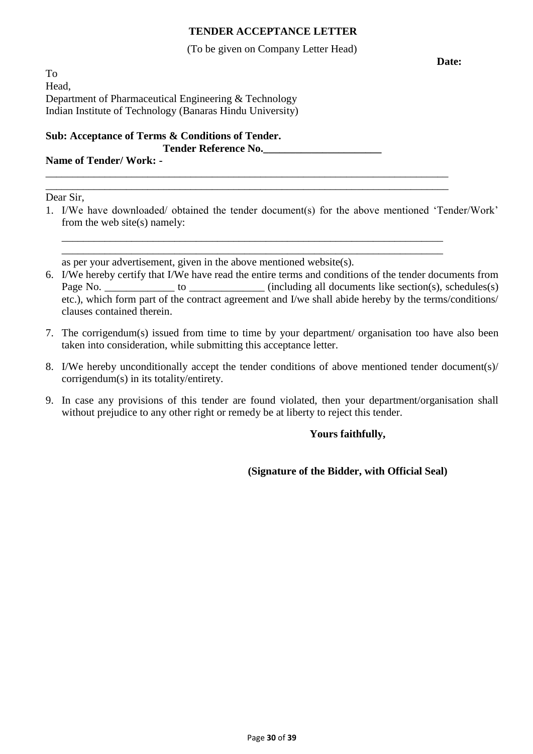**TENDER ACCEPTANCE LETTER**

(To be given on Company Letter Head)

**Date:**

To
Head,
Department of Pharmaceutical Engineering & Technology
Indian Institute of Technology (Banaras Hindu University)

**Sub: Acceptance of Terms & Conditions of Tender.**
**Tender Reference No.______________________**
**Name of Tender/ Work: -**

______________________________________________________________________________
______________________________________________________________________________

Dear Sir,

1. I/We have downloaded/ obtained the tender document(s) for the above mentioned 'Tender/Work' from the web site(s) namely:

   ___________________________________________________________________________
   ___________________________________________________________________________

   as per your advertisement, given in the above mentioned website(s).

6. I/We hereby certify that I/We have read the entire terms and conditions of the tender documents from Page No. _____________ to ______________ (including all documents like section(s), schedules(s) etc.), which form part of the contract agreement and I/we shall abide hereby by the terms/conditions/ clauses contained therein.

7. The corrigendum(s) issued from time to time by your department/ organisation too have also been taken into consideration, while submitting this acceptance letter.

8. I/We hereby unconditionally accept the tender conditions of above mentioned tender document(s)/ corrigendum(s) in its totality/entirety.

9. In case any provisions of this tender are found violated, then your department/organisation shall without prejudice to any other right or remedy be at liberty to reject this tender.

**Yours faithfully,**

**(Signature of the Bidder, with Official Seal)**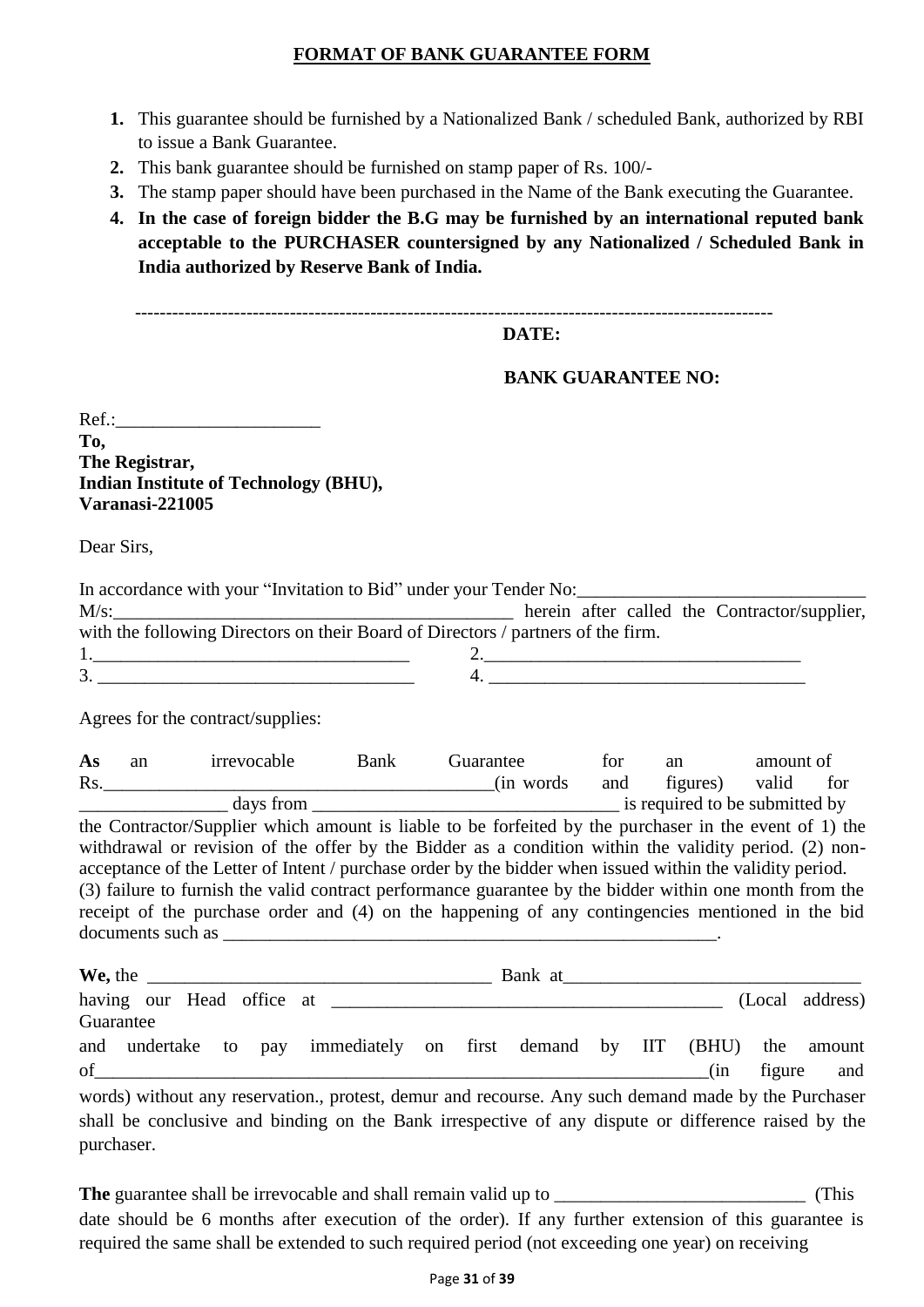**FORMAT OF BANK GUARANTEE FORM**

1. This guarantee should be furnished by a Nationalized Bank / scheduled Bank, authorized by RBI to issue a Bank Guarantee.
2. This bank guarantee should be furnished on stamp paper of Rs. 100/-
3. The stamp paper should have been purchased in the Name of the Bank executing the Guarantee.
4. **In the case of foreign bidder the B.G may be furnished by an international reputed bank acceptable to the PURCHASER countersigned by any Nationalized / Scheduled Bank in India authorized by Reserve Bank of India.**

---

**DATE:**

**BANK GUARANTEE NO:**

Ref.:______________________

**To,**
**The Registrar,**
**Indian Institute of Technology (BHU),**
**Varanasi-221005**

Dear Sirs,

In accordance with your "Invitation to Bid" under your Tender No:_______________________________ M/s:___________________________________________ herein after called the Contractor/supplier, with the following Directors on their Board of Directors / partners of the firm.

1.___________________________________ 2.___________________________________

3. ___________________________________ 4. ___________________________________

Agrees for the contract/supplies:

**As** an irrevocable Bank Guarantee for an amount of Rs.____________________________________________(in words and figures) valid for ________________ days from _________________________________ is required to be submitted by the Contractor/Supplier which amount is liable to be forfeited by the purchaser in the event of 1) the withdrawal or revision of the offer by the Bidder as a condition within the validity period. (2) non-acceptance of the Letter of Intent / purchase order by the bidder when issued within the validity period. (3) failure to furnish the valid contract performance guarantee by the bidder within one month from the receipt of the purchase order and (4) on the happening of any contingencies mentioned in the bid documents such as ________________________________________________________.

**We,** the ______________________________________ Bank at________________________________ having our Head office at ___________________________________________ (Local address) Guarantee and undertake to pay immediately on first demand by IIT (BHU) the amount of______________________________________________________________________(in figure and words) without any reservation., protest, demur and recourse. Any such demand made by the Purchaser shall be conclusive and binding on the Bank irrespective of any dispute or difference raised by the purchaser.

**The** guarantee shall be irrevocable and shall remain valid up to ___________________________ (This date should be 6 months after execution of the order). If any further extension of this guarantee is required the same shall be extended to such required period (not exceeding one year) on receiving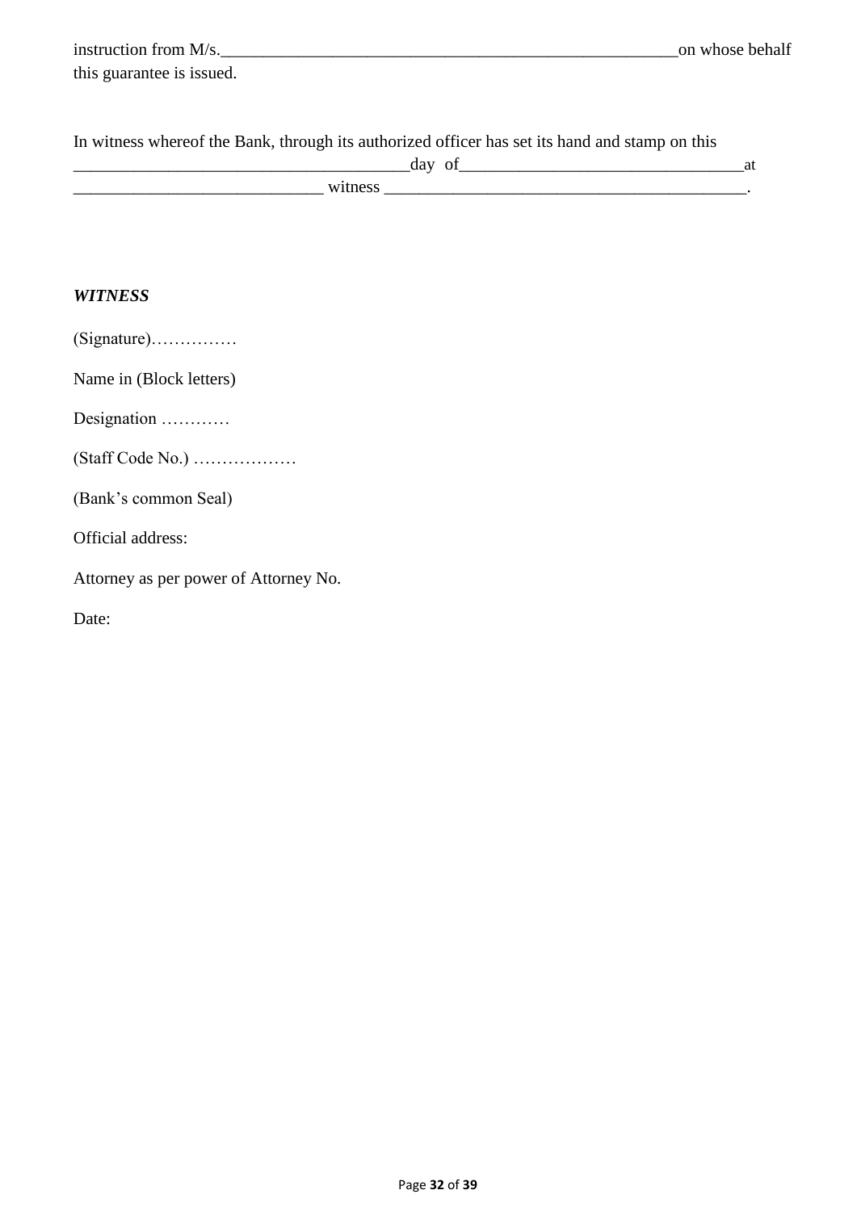instruction from M/s.____________________________________________________on whose behalf this guarantee is issued.

In witness whereof the Bank, through its authorized officer has set its hand and stamp on this _______________________________________day of________________________________at ____________________________ witness __________________________________________.

***WITNESS***

(Signature)……………

Name in (Block letters)

Designation …………

(Staff Code No.) ………………

(Bank's common Seal)

Official address:

Attorney as per power of Attorney No.

Date: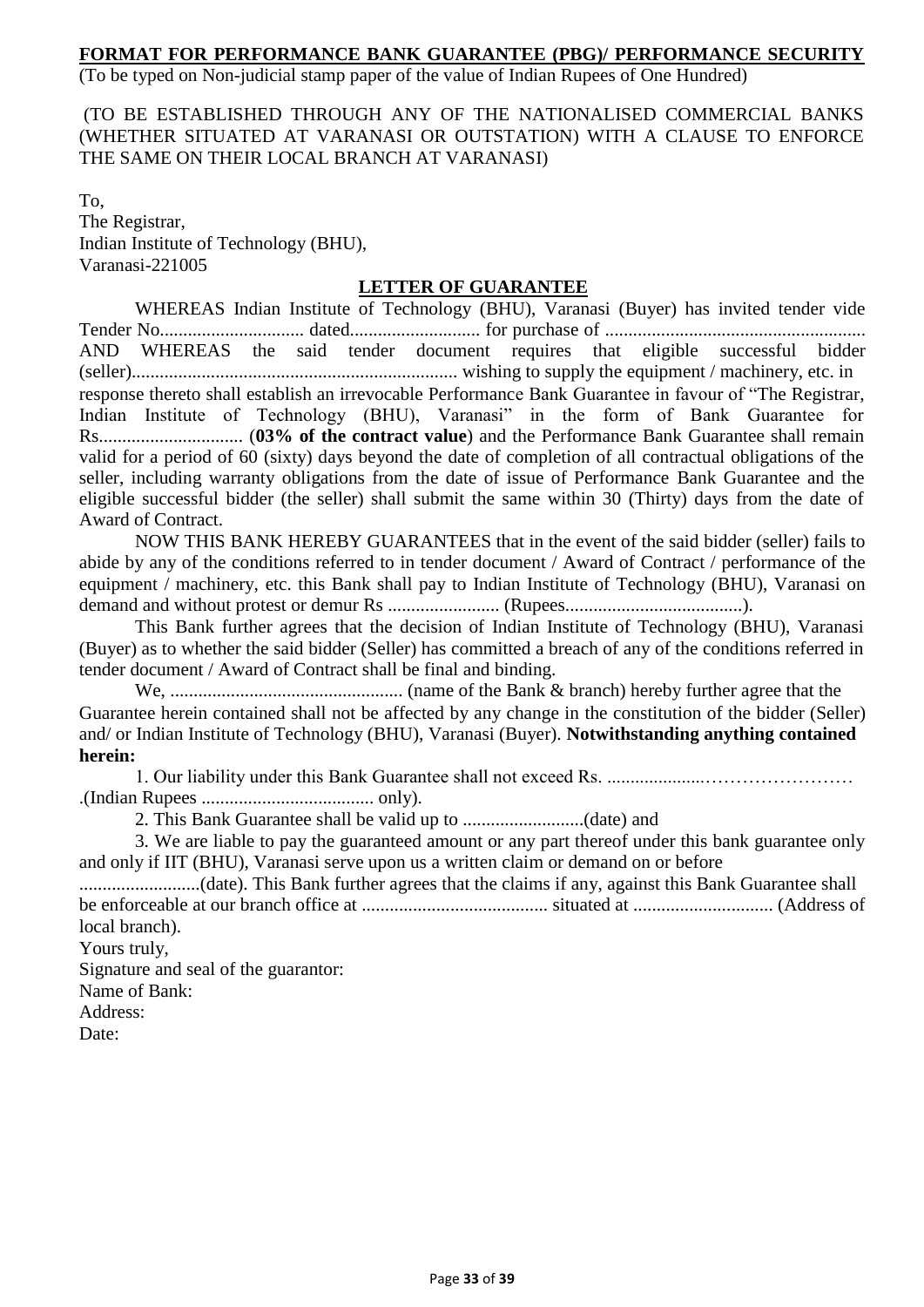**FORMAT FOR PERFORMANCE BANK GUARANTEE (PBG)/ PERFORMANCE SECURITY**

(To be typed on Non-judicial stamp paper of the value of Indian Rupees of One Hundred)

(TO BE ESTABLISHED THROUGH ANY OF THE NATIONALISED COMMERCIAL BANKS (WHETHER SITUATED AT VARANASI OR OUTSTATION) WITH A CLAUSE TO ENFORCE THE SAME ON THEIR LOCAL BRANCH AT VARANASI)

To,
The Registrar,
Indian Institute of Technology (BHU),
Varanasi-221005

**LETTER OF GUARANTEE**

WHEREAS Indian Institute of Technology (BHU), Varanasi (Buyer) has invited tender vide Tender No............................... dated........................... for purchase of ....................................................... AND WHEREAS the said tender document requires that eligible successful bidder (seller)..................................................................... wishing to supply the equipment / machinery, etc. in response thereto shall establish an irrevocable Performance Bank Guarantee in favour of "The Registrar, Indian Institute of Technology (BHU), Varanasi" in the form of Bank Guarantee for Rs............................... (**03% of the contract value**) and the Performance Bank Guarantee shall remain valid for a period of 60 (sixty) days beyond the date of completion of all contractual obligations of the seller, including warranty obligations from the date of issue of Performance Bank Guarantee and the eligible successful bidder (the seller) shall submit the same within 30 (Thirty) days from the date of Award of Contract.

NOW THIS BANK HEREBY GUARANTEES that in the event of the said bidder (seller) fails to abide by any of the conditions referred to in tender document / Award of Contract / performance of the equipment / machinery, etc. this Bank shall pay to Indian Institute of Technology (BHU), Varanasi on demand and without protest or demur Rs ........................ (Rupees......................................).

This Bank further agrees that the decision of Indian Institute of Technology (BHU), Varanasi (Buyer) as to whether the said bidder (Seller) has committed a breach of any of the conditions referred in tender document / Award of Contract shall be final and binding.

We, .................................................. (name of the Bank & branch) hereby further agree that the Guarantee herein contained shall not be affected by any change in the constitution of the bidder (Seller) and/ or Indian Institute of Technology (BHU), Varanasi (Buyer). **Notwithstanding anything contained herein:**

1. Our liability under this Bank Guarantee shall not exceed Rs. .....................…………………… .(Indian Rupees ..................................... only).

2. This Bank Guarantee shall be valid up to ..........................(date) and

3. We are liable to pay the guaranteed amount or any part thereof under this bank guarantee only and only if IIT (BHU), Varanasi serve upon us a written claim or demand on or before ..........................(date). This Bank further agrees that the claims if any, against this Bank Guarantee shall be enforceable at our branch office at ........................................ situated at .............................. (Address of local branch).

Yours truly,
Signature and seal of the guarantor:
Name of Bank:
Address:
Date: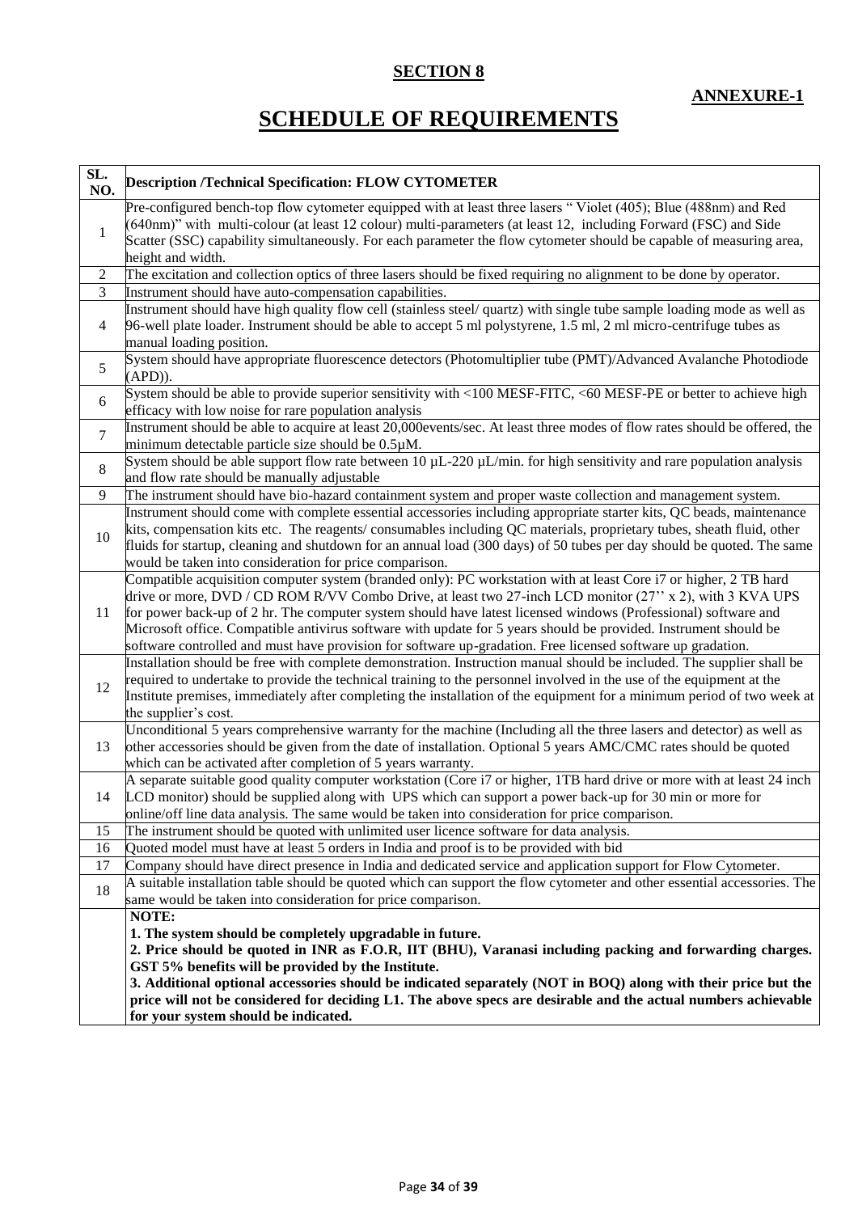## SECTION 8

**ANNEXURE-1**

# SCHEDULE OF REQUIREMENTS

| SL. NO. | Description /Technical Specification: FLOW CYTOMETER |
|---|---|
| 1 | Pre-configured bench-top flow cytometer equipped with at least three lasers " Violet (405); Blue (488nm) and Red (640nm)" with multi-colour (at least 12 colour) multi-parameters (at least 12, including Forward (FSC) and Side Scatter (SSC) capability simultaneously. For each parameter the flow cytometer should be capable of measuring area, height and width. |
| 2 | The excitation and collection optics of three lasers should be fixed requiring no alignment to be done by operator. |
| 3 | Instrument should have auto-compensation capabilities. |
| 4 | Instrument should have high quality flow cell (stainless steel/ quartz) with single tube sample loading mode as well as 96-well plate loader. Instrument should be able to accept 5 ml polystyrene, 1.5 ml, 2 ml micro-centrifuge tubes as manual loading position. |
| 5 | System should have appropriate fluorescence detectors (Photomultiplier tube (PMT)/Advanced Avalanche Photodiode (APD)). |
| 6 | System should be able to provide superior sensitivity with <100 MESF-FITC, <60 MESF-PE or better to achieve high efficacy with low noise for rare population analysis |
| 7 | Instrument should be able to acquire at least 20,000events/sec. At least three modes of flow rates should be offered, the minimum detectable particle size should be 0.5µM. |
| 8 | System should be able support flow rate between 10 µL-220 µL/min. for high sensitivity and rare population analysis and flow rate should be manually adjustable |
| 9 | The instrument should have bio-hazard containment system and proper waste collection and management system. |
| 10 | Instrument should come with complete essential accessories including appropriate starter kits, QC beads, maintenance kits, compensation kits etc. The reagents/ consumables including QC materials, proprietary tubes, sheath fluid, other fluids for startup, cleaning and shutdown for an annual load (300 days) of 50 tubes per day should be quoted. The same would be taken into consideration for price comparison. |
| 11 | Compatible acquisition computer system (branded only): PC workstation with at least Core i7 or higher, 2 TB hard drive or more, DVD / CD ROM R/VV Combo Drive, at least two 27-inch LCD monitor (27'' x 2), with 3 KVA UPS for power back-up of 2 hr. The computer system should have latest licensed windows (Professional) software and Microsoft office. Compatible antivirus software with update for 5 years should be provided. Instrument should be software controlled and must have provision for software up-gradation. Free licensed software up gradation. |
| 12 | Installation should be free with complete demonstration. Instruction manual should be included. The supplier shall be required to undertake to provide the technical training to the personnel involved in the use of the equipment at the Institute premises, immediately after completing the installation of the equipment for a minimum period of two week at the supplier's cost. |
| 13 | Unconditional 5 years comprehensive warranty for the machine (Including all the three lasers and detector) as well as other accessories should be given from the date of installation. Optional 5 years AMC/CMC rates should be quoted which can be activated after completion of 5 years warranty. |
| 14 | A separate suitable good quality computer workstation (Core i7 or higher, 1TB hard drive or more with at least 24 inch LCD monitor) should be supplied along with UPS which can support a power back-up for 30 min or more for online/off line data analysis. The same would be taken into consideration for price comparison. |
| 15 | The instrument should be quoted with unlimited user licence software for data analysis. |
| 16 | Quoted model must have at least 5 orders in India and proof is to be provided with bid |
| 17 | Company should have direct presence in India and dedicated service and application support for Flow Cytometer. |
| 18 | A suitable installation table should be quoted which can support the flow cytometer and other essential accessories. The same would be taken into consideration for price comparison. |
| | **NOTE:**<br>**1. The system should be completely upgradable in future.**<br>**2. Price should be quoted in INR as F.O.R, IIT (BHU), Varanasi including packing and forwarding charges. GST 5% benefits will be provided by the Institute.**<br>**3. Additional optional accessories should be indicated separately (NOT in BOQ) along with their price but the price will not be considered for deciding L1. The above specs are desirable and the actual numbers achievable for your system should be indicated.** |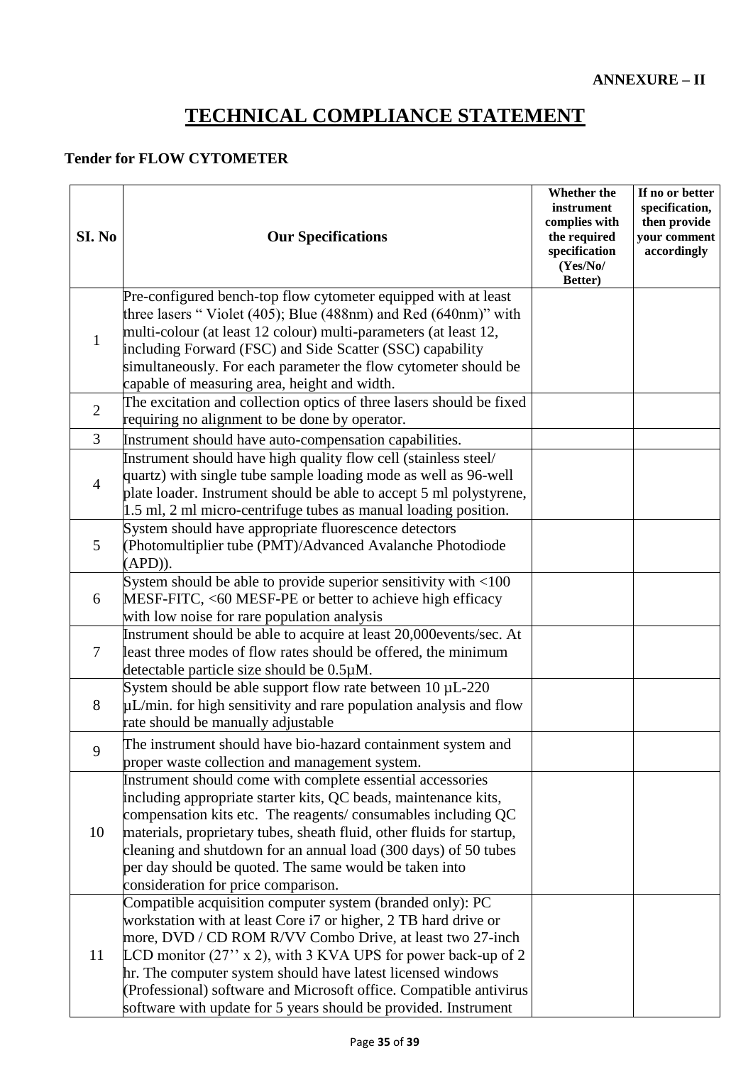**ANNEXURE – II**

# TECHNICAL COMPLIANCE STATEMENT

**Tender for FLOW CYTOMETER**

| SI. No | Our Specifications | Whether the instrument complies with the required specification (Yes/No/ Better) | If no or better specification, then provide your comment accordingly |
|---|---|---|---|
| 1 | Pre-configured bench-top flow cytometer equipped with at least three lasers " Violet (405); Blue (488nm) and Red (640nm)" with multi-colour (at least 12 colour) multi-parameters (at least 12, including Forward (FSC) and Side Scatter (SSC) capability simultaneously. For each parameter the flow cytometer should be capable of measuring area, height and width. | | |
| 2 | The excitation and collection optics of three lasers should be fixed requiring no alignment to be done by operator. | | |
| 3 | Instrument should have auto-compensation capabilities. | | |
| 4 | Instrument should have high quality flow cell (stainless steel/ quartz) with single tube sample loading mode as well as 96-well plate loader. Instrument should be able to accept 5 ml polystyrene, 1.5 ml, 2 ml micro-centrifuge tubes as manual loading position. | | |
| 5 | System should have appropriate fluorescence detectors (Photomultiplier tube (PMT)/Advanced Avalanche Photodiode (APD)). | | |
| 6 | System should be able to provide superior sensitivity with <100 MESF-FITC, <60 MESF-PE or better to achieve high efficacy with low noise for rare population analysis | | |
| 7 | Instrument should be able to acquire at least 20,000events/sec. At least three modes of flow rates should be offered, the minimum detectable particle size should be 0.5µM. | | |
| 8 | System should be able support flow rate between 10 µL-220 µL/min. for high sensitivity and rare population analysis and flow rate should be manually adjustable | | |
| 9 | The instrument should have bio-hazard containment system and proper waste collection and management system. | | |
| 10 | Instrument should come with complete essential accessories including appropriate starter kits, QC beads, maintenance kits, compensation kits etc. The reagents/ consumables including QC materials, proprietary tubes, sheath fluid, other fluids for startup, cleaning and shutdown for an annual load (300 days) of 50 tubes per day should be quoted. The same would be taken into consideration for price comparison. | | |
| 11 | Compatible acquisition computer system (branded only): PC workstation with at least Core i7 or higher, 2 TB hard drive or more, DVD / CD ROM R/VV Combo Drive, at least two 27-inch LCD monitor (27'' x 2), with 3 KVA UPS for power back-up of 2 hr. The computer system should have latest licensed windows (Professional) software and Microsoft office. Compatible antivirus software with update for 5 years should be provided. Instrument | | |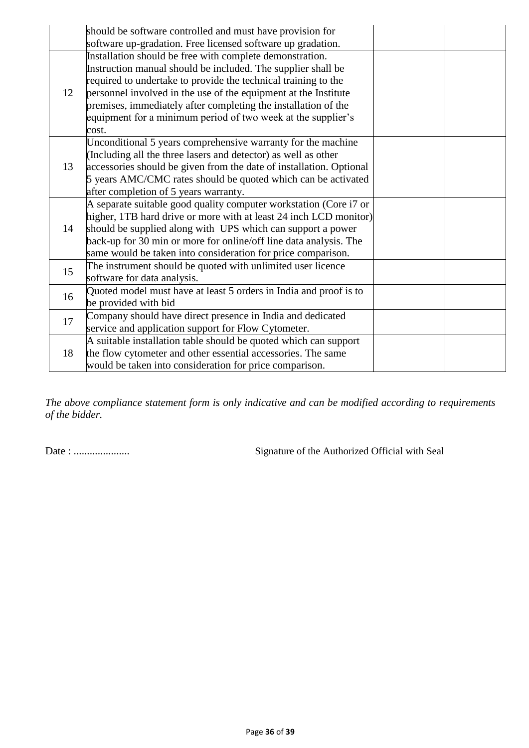| | | | |
|---|---|---|---|
| | should be software controlled and must have provision for software up-gradation. Free licensed software up gradation. | | |
| 12 | Installation should be free with complete demonstration. Instruction manual should be included. The supplier shall be required to undertake to provide the technical training to the personnel involved in the use of the equipment at the Institute premises, immediately after completing the installation of the equipment for a minimum period of two week at the supplier's cost. | | |
| 13 | Unconditional 5 years comprehensive warranty for the machine (Including all the three lasers and detector) as well as other accessories should be given from the date of installation. Optional 5 years AMC/CMC rates should be quoted which can be activated after completion of 5 years warranty. | | |
| 14 | A separate suitable good quality computer workstation (Core i7 or higher, 1TB hard drive or more with at least 24 inch LCD monitor) should be supplied along with UPS which can support a power back-up for 30 min or more for online/off line data analysis. The same would be taken into consideration for price comparison. | | |
| 15 | The instrument should be quoted with unlimited user licence software for data analysis. | | |
| 16 | Quoted model must have at least 5 orders in India and proof is to be provided with bid | | |
| 17 | Company should have direct presence in India and dedicated service and application support for Flow Cytometer. | | |
| 18 | A suitable installation table should be quoted which can support the flow cytometer and other essential accessories. The same would be taken into consideration for price comparison. | | |

*The above compliance statement form is only indicative and can be modified according to requirements of the bidder.*

Date : .....................

Signature of the Authorized Official with Seal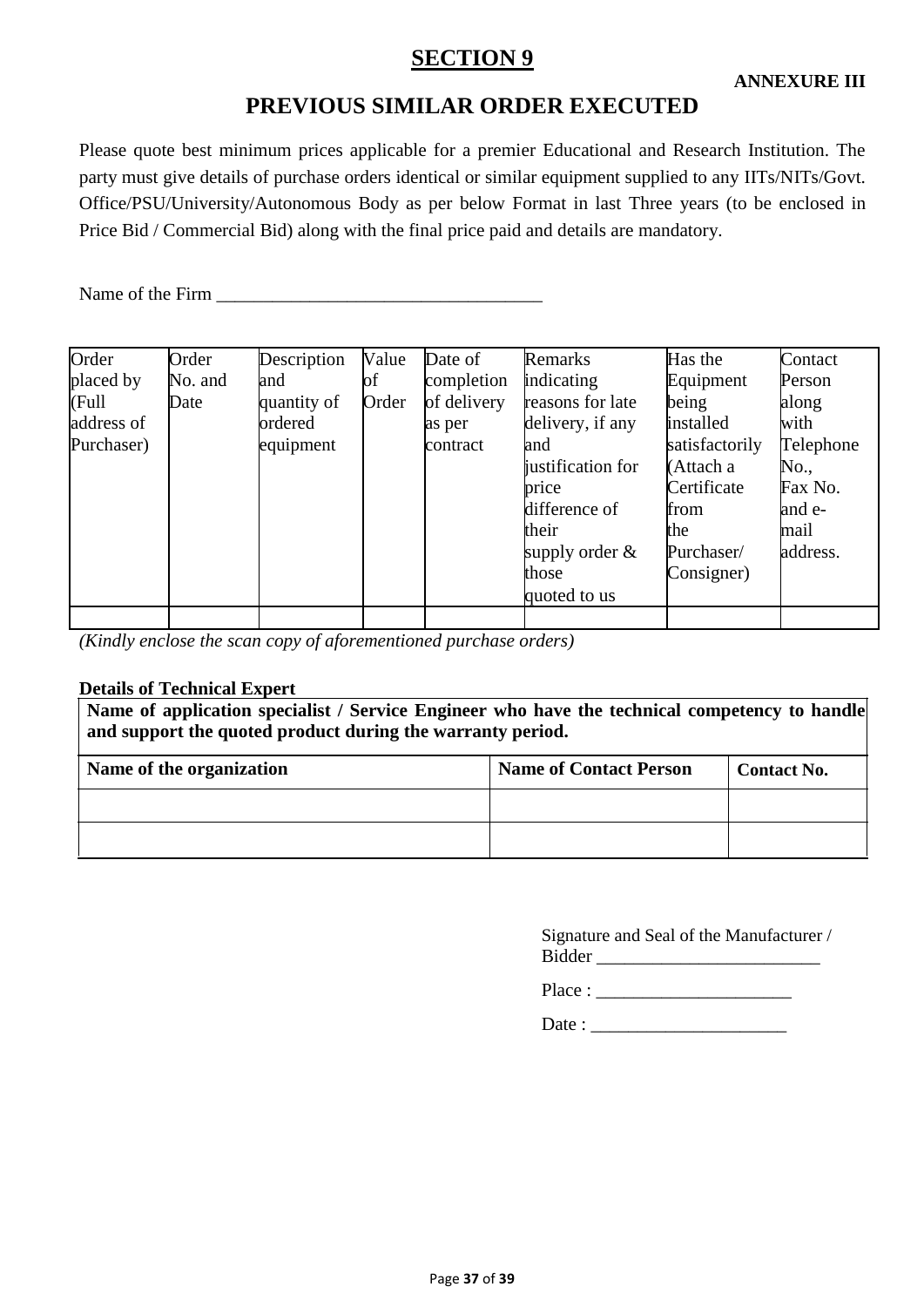# SECTION 9

**ANNEXURE III**

## PREVIOUS SIMILAR ORDER EXECUTED

Please quote best minimum prices applicable for a premier Educational and Research Institution. The party must give details of purchase orders identical or similar equipment supplied to any IITs/NITs/Govt. Office/PSU/University/Autonomous Body as per below Format in last Three years (to be enclosed in Price Bid / Commercial Bid) along with the final price paid and details are mandatory.

Name of the Firm ___________________________________

| Order placed by (Full address of Purchaser) | Order No. and Date | Description and quantity of ordered equipment | Value of Order | Date of completion of delivery as per contract | Remarks indicating reasons for late delivery, if any and justification for price difference of their supply order & those quoted to us | Has the Equipment being installed satisfactorily (Attach a Certificate from the Purchaser/ Consigner) | Contact Person along with Telephone No., Fax No. and e-mail address. |
|---|---|---|---|---|---|---|---|
| | | | | | | | |

*(Kindly enclose the scan copy of aforementioned purchase orders)*

**Details of Technical Expert**

| **Name of application specialist / Service Engineer who have the technical competency to handle and support the quoted product during the warranty period.** | | |
|---|---|---|
| **Name of the organization** | **Name of Contact Person** | **Contact No.** |
| | | |
| | | |

Signature and Seal of the Manufacturer / Bidder ________________________

Place : _____________________

Date : _____________________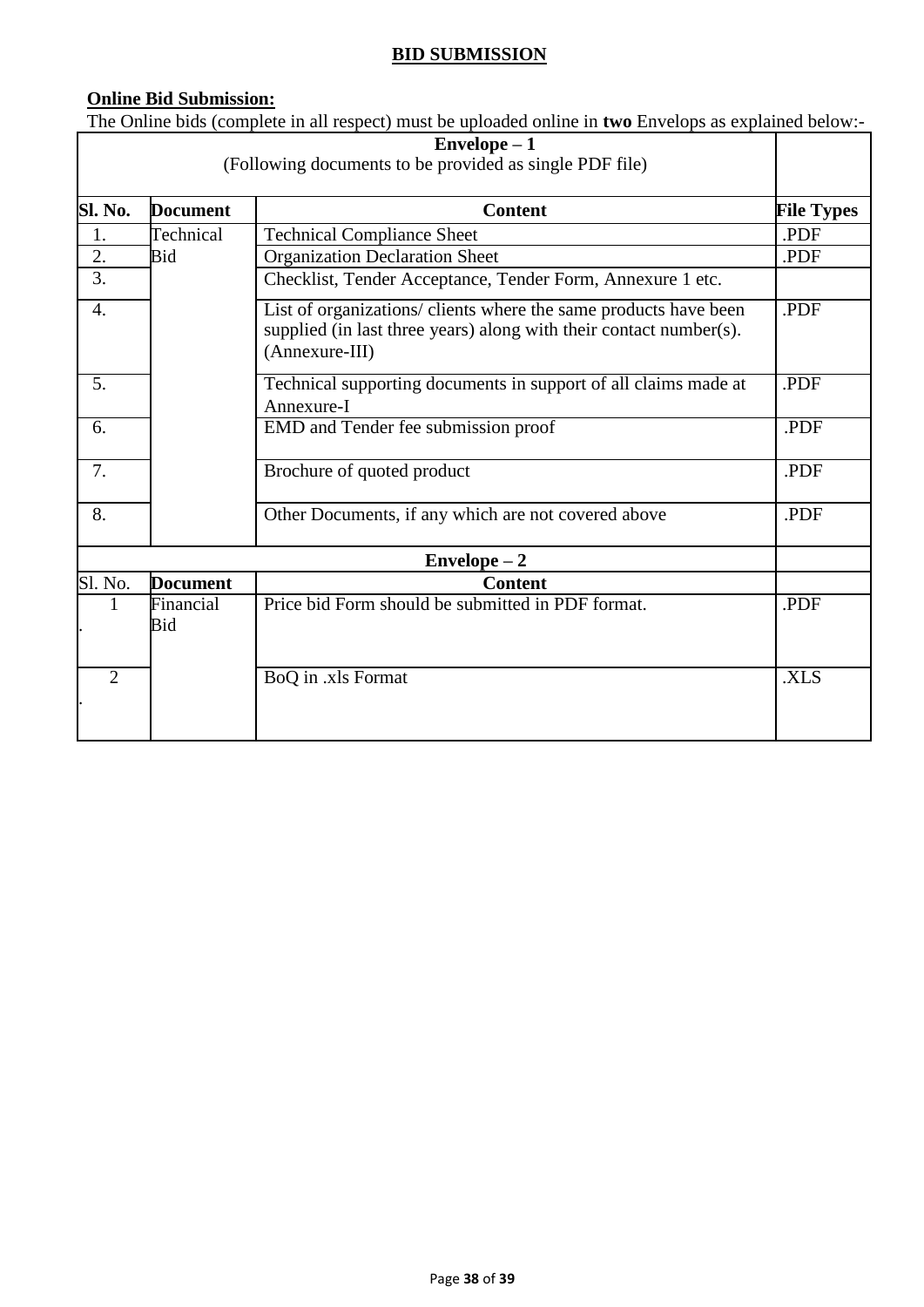## BID SUBMISSION

**Online Bid Submission:**

The Online bids (complete in all respect) must be uploaded online in **two** Envelops as explained below:-

| **Envelope – 1** (Following documents to be provided as single PDF file) | | | |
|---|---|---|---|
| **Sl. No.** | **Document** | **Content** | **File Types** |
| 1. | Technical Bid | Technical Compliance Sheet | .PDF |
| 2. | | Organization Declaration Sheet | .PDF |
| 3. | | Checklist, Tender Acceptance, Tender Form, Annexure 1 etc. | |
| 4. | | List of organizations/ clients where the same products have been supplied (in last three years) along with their contact number(s). (Annexure-III) | .PDF |
| 5. | | Technical supporting documents in support of all claims made at Annexure-I | .PDF |
| 6. | | EMD and Tender fee submission proof | .PDF |
| 7. | | Brochure of quoted product | .PDF |
| 8. | | Other Documents, if any which are not covered above | .PDF |
| **Envelope – 2** | | | |
| Sl. No. | **Document** | **Content** | |
| 1. | Financial Bid | Price bid Form should be submitted in PDF format. | .PDF |
| 2. | | BoQ in .xls Format | .XLS |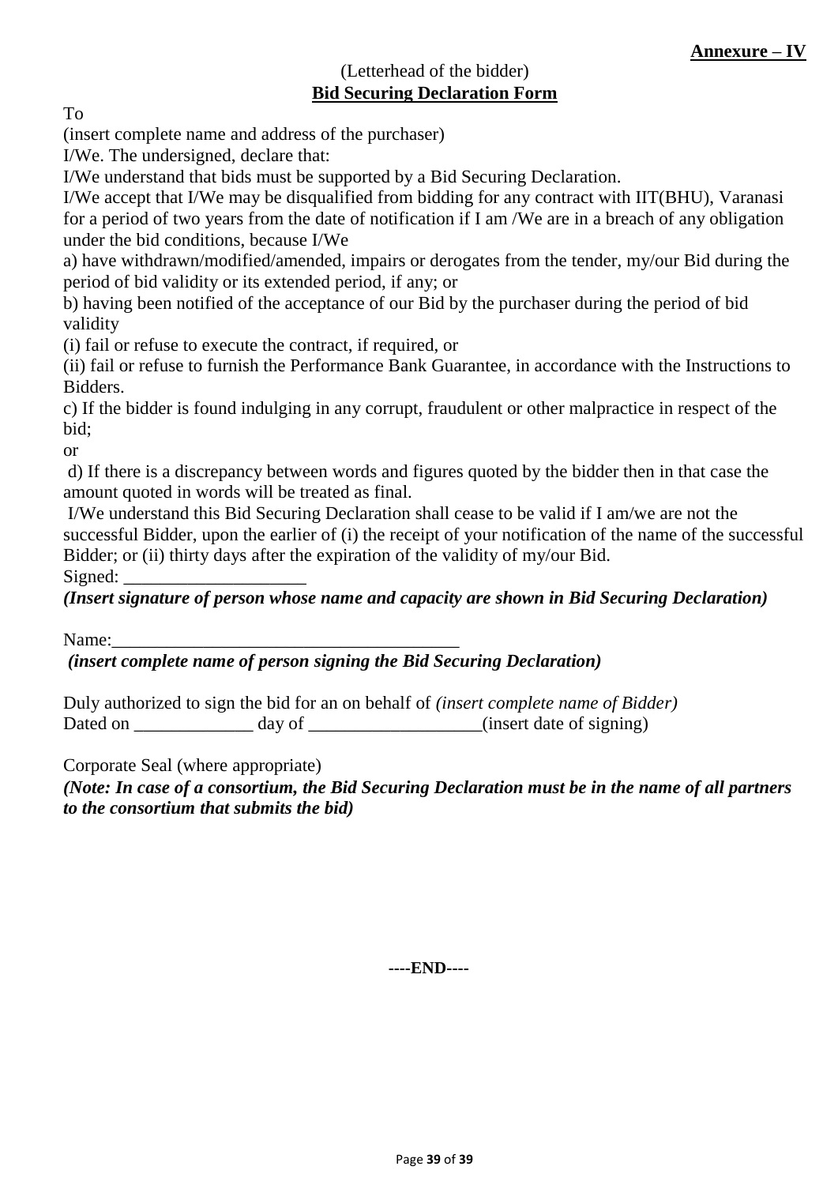**Annexure – IV**

(Letterhead of the bidder)

**Bid Securing Declaration Form**

To

(insert complete name and address of the purchaser)

I/We. The undersigned, declare that:

I/We understand that bids must be supported by a Bid Securing Declaration.

I/We accept that I/We may be disqualified from bidding for any contract with IIT(BHU), Varanasi for a period of two years from the date of notification if I am /We are in a breach of any obligation under the bid conditions, because I/We

a) have withdrawn/modified/amended, impairs or derogates from the tender, my/our Bid during the period of bid validity or its extended period, if any; or

b) having been notified of the acceptance of our Bid by the purchaser during the period of bid validity

(i) fail or refuse to execute the contract, if required, or

(ii) fail or refuse to furnish the Performance Bank Guarantee, in accordance with the Instructions to Bidders.

c) If the bidder is found indulging in any corrupt, fraudulent or other malpractice in respect of the bid;

or

d) If there is a discrepancy between words and figures quoted by the bidder then in that case the amount quoted in words will be treated as final.

I/We understand this Bid Securing Declaration shall cease to be valid if I am/we are not the successful Bidder, upon the earlier of (i) the receipt of your notification of the name of the successful Bidder; or (ii) thirty days after the expiration of the validity of my/our Bid.

Signed: ____________________

***(Insert signature of person whose name and capacity are shown in Bid Securing Declaration)***

Name:_______________________________________

***(insert complete name of person signing the Bid Securing Declaration)***

Duly authorized to sign the bid for an on behalf of *(insert complete name of Bidder)*

Dated on _____________ day of ___________________(insert date of signing)

Corporate Seal (where appropriate)

***(Note: In case of a consortium, the Bid Securing Declaration must be in the name of all partners to the consortium that submits the bid)***

**----END----**